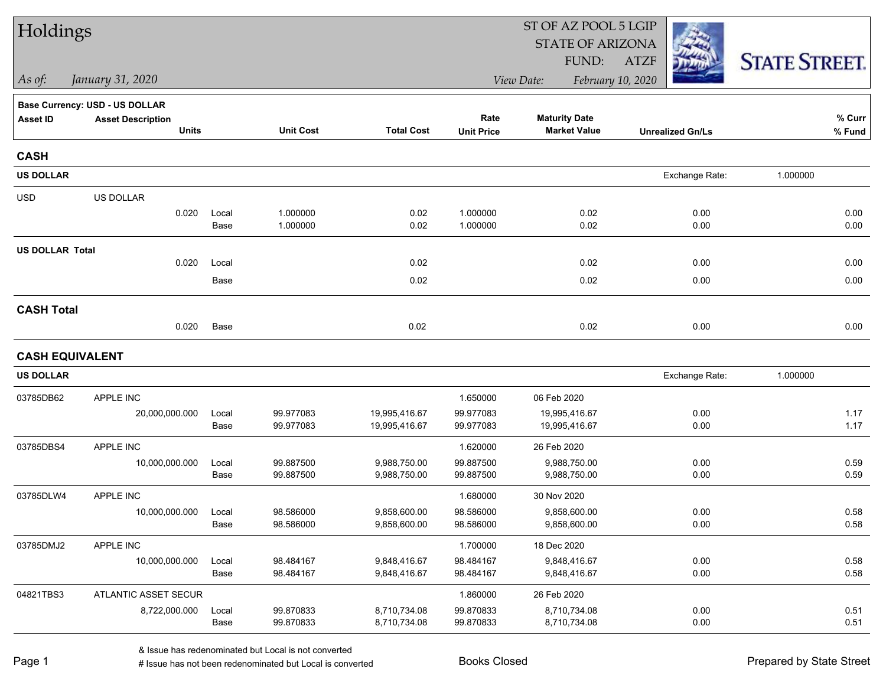# Holdings

ST OF AZ POOL 5 LGIP
STATE OF ARIZONA
FUND: ATZF

*As of: January 31, 2020*

*View Date: February 10, 2020*

STATE STREET

**Base Currency: USD - US DOLLAR**

| Asset ID | Asset Description / Units | | Unit Cost | Total Cost | Rate / Unit Price | Maturity Date / Market Value | Unrealized Gn/Ls | % Curr / % Fund |
|---|---|---|---|---|---|---|---|---|
| **CASH** | | | | | | | | |
| **US DOLLAR** | | | | | | | Exchange Rate: | 1.000000 |
| USD | US DOLLAR | | | | | | | |
| | 0.020 | Local | 1.000000 | 0.02 | 1.000000 | 0.02 | 0.00 | 0.00 |
| | | Base | 1.000000 | 0.02 | 1.000000 | 0.02 | 0.00 | 0.00 |
| **US DOLLAR Total** | | | | | | | | |
| | 0.020 | Local | | 0.02 | | 0.02 | 0.00 | 0.00 |
| | | Base | | 0.02 | | 0.02 | 0.00 | 0.00 |
| **CASH Total** | | | | | | | | |
| | 0.020 | Base | | 0.02 | | 0.02 | 0.00 | 0.00 |
| **CASH EQUIVALENT** | | | | | | | | |
| **US DOLLAR** | | | | | | | Exchange Rate: | 1.000000 |
| 03785DB62 | APPLE INC | | | | 1.650000 | 06 Feb 2020 | | |
| | 20,000,000.000 | Local | 99.977083 | 19,995,416.67 | 99.977083 | 19,995,416.67 | 0.00 | 1.17 |
| | | Base | 99.977083 | 19,995,416.67 | 99.977083 | 19,995,416.67 | 0.00 | 1.17 |
| 03785DBS4 | APPLE INC | | | | 1.620000 | 26 Feb 2020 | | |
| | 10,000,000.000 | Local | 99.887500 | 9,988,750.00 | 99.887500 | 9,988,750.00 | 0.00 | 0.59 |
| | | Base | 99.887500 | 9,988,750.00 | 99.887500 | 9,988,750.00 | 0.00 | 0.59 |
| 03785DLW4 | APPLE INC | | | | 1.680000 | 30 Nov 2020 | | |
| | 10,000,000.000 | Local | 98.586000 | 9,858,600.00 | 98.586000 | 9,858,600.00 | 0.00 | 0.58 |
| | | Base | 98.586000 | 9,858,600.00 | 98.586000 | 9,858,600.00 | 0.00 | 0.58 |
| 03785DMJ2 | APPLE INC | | | | 1.700000 | 18 Dec 2020 | | |
| | 10,000,000.000 | Local | 98.484167 | 9,848,416.67 | 98.484167 | 9,848,416.67 | 0.00 | 0.58 |
| | | Base | 98.484167 | 9,848,416.67 | 98.484167 | 9,848,416.67 | 0.00 | 0.58 |
| 04821TBS3 | ATLANTIC ASSET SECUR | | | | 1.860000 | 26 Feb 2020 | | |
| | 8,722,000.000 | Local | 99.870833 | 8,710,734.08 | 99.870833 | 8,710,734.08 | 0.00 | 0.51 |
| | | Base | 99.870833 | 8,710,734.08 | 99.870833 | 8,710,734.08 | 0.00 | 0.51 |

& Issue has redenominated but Local is not converted
# Issue has not been redenominated but Local is converted

Books Closed

Prepared by State Street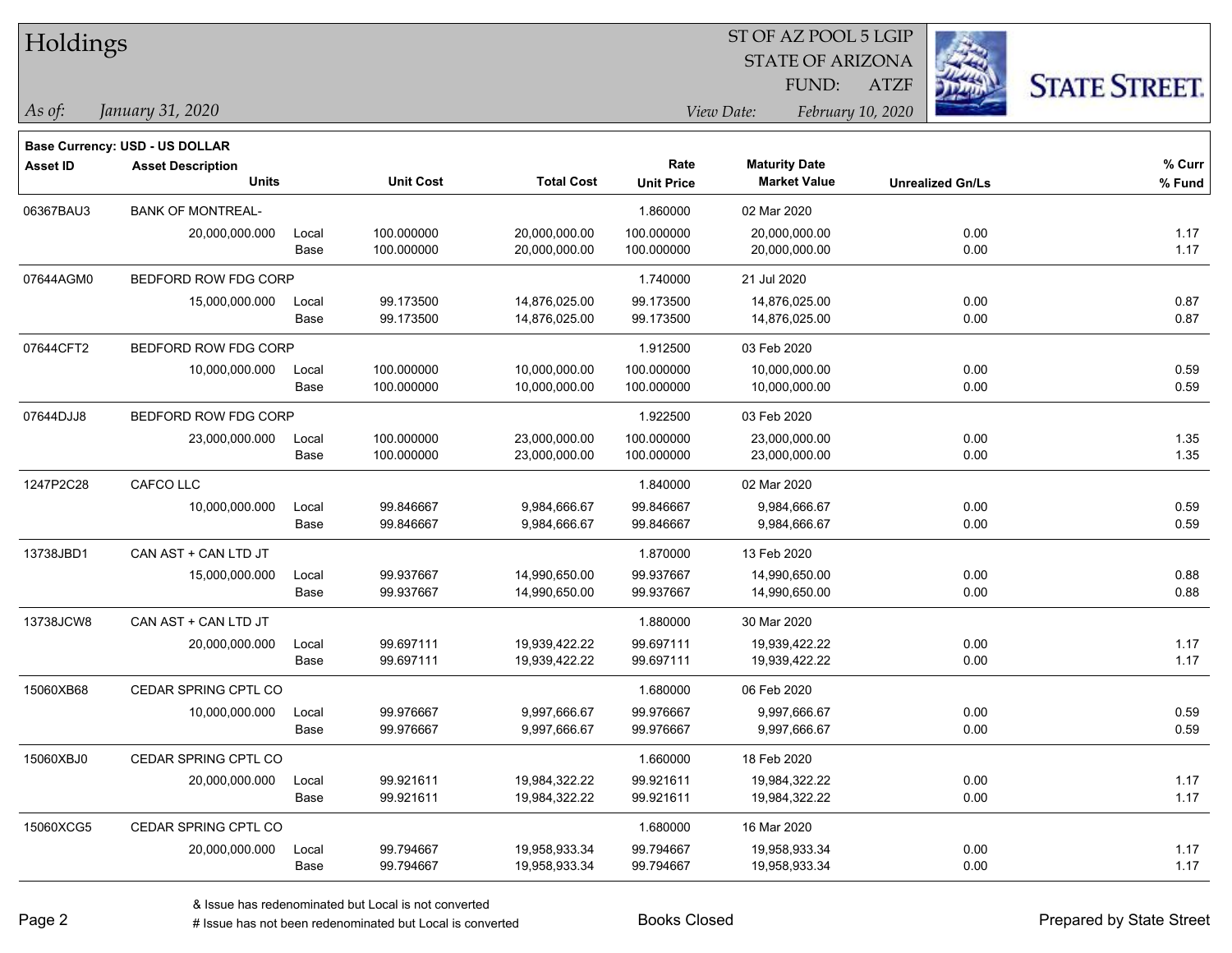# Holdings

ST OF AZ POOL 5 LGIP
STATE OF ARIZONA
FUND: ATZF

*As of:* *January 31, 2020*

*View Date:* *February 10, 2020*

**Base Currency: USD - US DOLLAR**

| Asset ID | Asset Description / Units | | Unit Cost | Total Cost | Rate / Unit Price | Maturity Date / Market Value | Unrealized Gn/Ls | % Curr / % Fund |
|---|---|---|---|---|---|---|---|---|
| 06367BAU3 | BANK OF MONTREAL- | | | | 1.860000 | 02 Mar 2020 | | |
| | 20,000,000.000 | Local | 100.000000 | 20,000,000.00 | 100.000000 | 20,000,000.00 | 0.00 | 1.17 |
| | | Base | 100.000000 | 20,000,000.00 | 100.000000 | 20,000,000.00 | 0.00 | 1.17 |
| 07644AGM0 | BEDFORD ROW FDG CORP | | | | 1.740000 | 21 Jul 2020 | | |
| | 15,000,000.000 | Local | 99.173500 | 14,876,025.00 | 99.173500 | 14,876,025.00 | 0.00 | 0.87 |
| | | Base | 99.173500 | 14,876,025.00 | 99.173500 | 14,876,025.00 | 0.00 | 0.87 |
| 07644CFT2 | BEDFORD ROW FDG CORP | | | | 1.912500 | 03 Feb 2020 | | |
| | 10,000,000.000 | Local | 100.000000 | 10,000,000.00 | 100.000000 | 10,000,000.00 | 0.00 | 0.59 |
| | | Base | 100.000000 | 10,000,000.00 | 100.000000 | 10,000,000.00 | 0.00 | 0.59 |
| 07644DJJ8 | BEDFORD ROW FDG CORP | | | | 1.922500 | 03 Feb 2020 | | |
| | 23,000,000.000 | Local | 100.000000 | 23,000,000.00 | 100.000000 | 23,000,000.00 | 0.00 | 1.35 |
| | | Base | 100.000000 | 23,000,000.00 | 100.000000 | 23,000,000.00 | 0.00 | 1.35 |
| 1247P2C28 | CAFCO LLC | | | | 1.840000 | 02 Mar 2020 | | |
| | 10,000,000.000 | Local | 99.846667 | 9,984,666.67 | 99.846667 | 9,984,666.67 | 0.00 | 0.59 |
| | | Base | 99.846667 | 9,984,666.67 | 99.846667 | 9,984,666.67 | 0.00 | 0.59 |
| 13738JBD1 | CAN AST + CAN LTD JT | | | | 1.870000 | 13 Feb 2020 | | |
| | 15,000,000.000 | Local | 99.937667 | 14,990,650.00 | 99.937667 | 14,990,650.00 | 0.00 | 0.88 |
| | | Base | 99.937667 | 14,990,650.00 | 99.937667 | 14,990,650.00 | 0.00 | 0.88 |
| 13738JCW8 | CAN AST + CAN LTD JT | | | | 1.880000 | 30 Mar 2020 | | |
| | 20,000,000.000 | Local | 99.697111 | 19,939,422.22 | 99.697111 | 19,939,422.22 | 0.00 | 1.17 |
| | | Base | 99.697111 | 19,939,422.22 | 99.697111 | 19,939,422.22 | 0.00 | 1.17 |
| 15060XB68 | CEDAR SPRING CPTL CO | | | | 1.680000 | 06 Feb 2020 | | |
| | 10,000,000.000 | Local | 99.976667 | 9,997,666.67 | 99.976667 | 9,997,666.67 | 0.00 | 0.59 |
| | | Base | 99.976667 | 9,997,666.67 | 99.976667 | 9,997,666.67 | 0.00 | 0.59 |
| 15060XBJ0 | CEDAR SPRING CPTL CO | | | | 1.660000 | 18 Feb 2020 | | |
| | 20,000,000.000 | Local | 99.921611 | 19,984,322.22 | 99.921611 | 19,984,322.22 | 0.00 | 1.17 |
| | | Base | 99.921611 | 19,984,322.22 | 99.921611 | 19,984,322.22 | 0.00 | 1.17 |
| 15060XCG5 | CEDAR SPRING CPTL CO | | | | 1.680000 | 16 Mar 2020 | | |
| | 20,000,000.000 | Local | 99.794667 | 19,958,933.34 | 99.794667 | 19,958,933.34 | 0.00 | 1.17 |
| | | Base | 99.794667 | 19,958,933.34 | 99.794667 | 19,958,933.34 | 0.00 | 1.17 |

& Issue has redenominated but Local is not converted
# Issue has not been redenominated but Local is converted

Books Closed

Prepared by State Street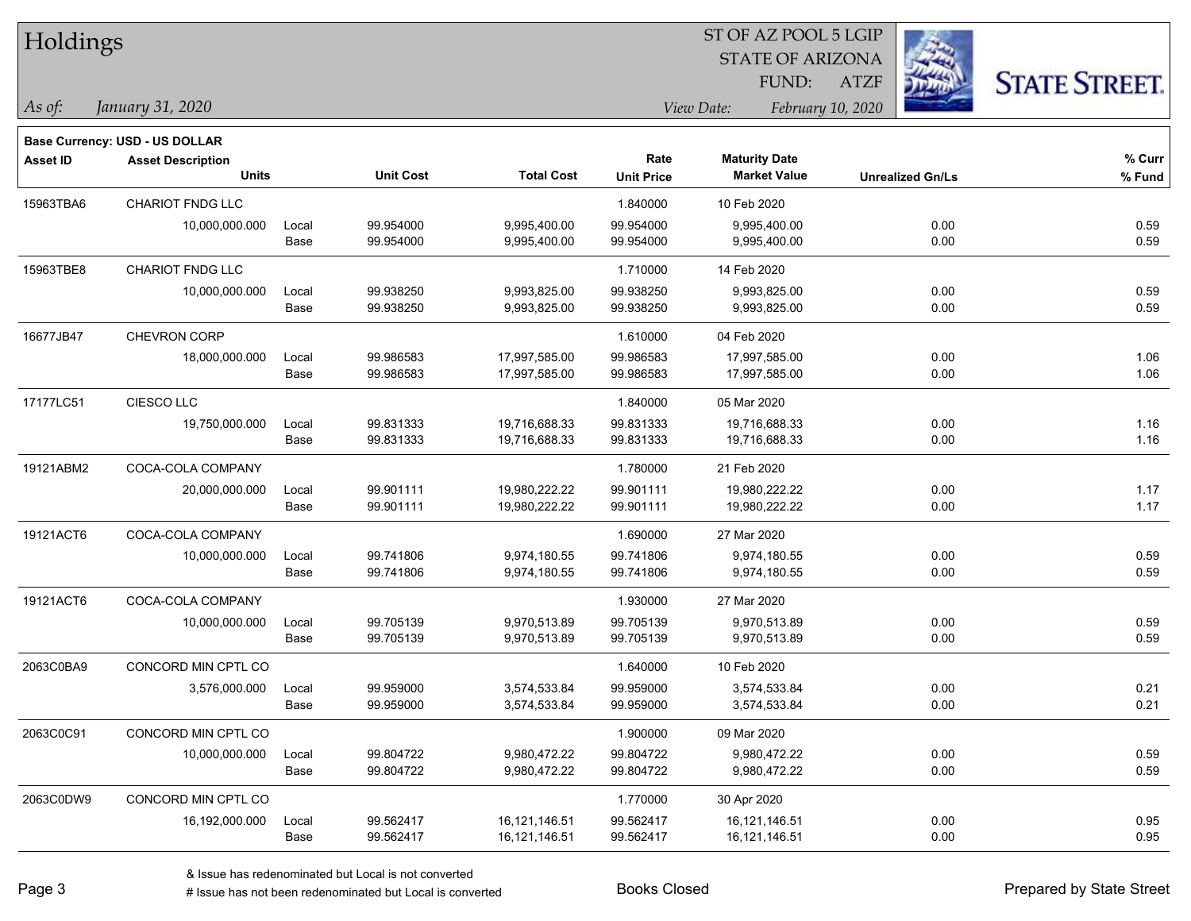# Holdings

ST OF AZ POOL 5 LGIP
STATE OF ARIZONA
FUND: ATZF

*As of:* *January 31, 2020*

*View Date:* *February 10, 2020*

**Base Currency: USD - US DOLLAR**

| Asset ID | Asset Description / Units | | Unit Cost | Total Cost | Rate / Unit Price | Maturity Date / Market Value | Unrealized Gn/Ls | % Curr / % Fund |
|---|---|---|---|---|---|---|---|---|
| 15963TBA6 | CHARIOT FNDG LLC | | | | 1.840000 | 10 Feb 2020 | | |
| | 10,000,000.000 | Local | 99.954000 | 9,995,400.00 | 99.954000 | 9,995,400.00 | 0.00 | 0.59 |
| | | Base | 99.954000 | 9,995,400.00 | 99.954000 | 9,995,400.00 | 0.00 | 0.59 |
| 15963TBE8 | CHARIOT FNDG LLC | | | | 1.710000 | 14 Feb 2020 | | |
| | 10,000,000.000 | Local | 99.938250 | 9,993,825.00 | 99.938250 | 9,993,825.00 | 0.00 | 0.59 |
| | | Base | 99.938250 | 9,993,825.00 | 99.938250 | 9,993,825.00 | 0.00 | 0.59 |
| 16677JB47 | CHEVRON CORP | | | | 1.610000 | 04 Feb 2020 | | |
| | 18,000,000.000 | Local | 99.986583 | 17,997,585.00 | 99.986583 | 17,997,585.00 | 0.00 | 1.06 |
| | | Base | 99.986583 | 17,997,585.00 | 99.986583 | 17,997,585.00 | 0.00 | 1.06 |
| 17177LC51 | CIESCO LLC | | | | 1.840000 | 05 Mar 2020 | | |
| | 19,750,000.000 | Local | 99.831333 | 19,716,688.33 | 99.831333 | 19,716,688.33 | 0.00 | 1.16 |
| | | Base | 99.831333 | 19,716,688.33 | 99.831333 | 19,716,688.33 | 0.00 | 1.16 |
| 19121ABM2 | COCA-COLA COMPANY | | | | 1.780000 | 21 Feb 2020 | | |
| | 20,000,000.000 | Local | 99.901111 | 19,980,222.22 | 99.901111 | 19,980,222.22 | 0.00 | 1.17 |
| | | Base | 99.901111 | 19,980,222.22 | 99.901111 | 19,980,222.22 | 0.00 | 1.17 |
| 19121ACT6 | COCA-COLA COMPANY | | | | 1.690000 | 27 Mar 2020 | | |
| | 10,000,000.000 | Local | 99.741806 | 9,974,180.55 | 99.741806 | 9,974,180.55 | 0.00 | 0.59 |
| | | Base | 99.741806 | 9,974,180.55 | 99.741806 | 9,974,180.55 | 0.00 | 0.59 |
| 19121ACT6 | COCA-COLA COMPANY | | | | 1.930000 | 27 Mar 2020 | | |
| | 10,000,000.000 | Local | 99.705139 | 9,970,513.89 | 99.705139 | 9,970,513.89 | 0.00 | 0.59 |
| | | Base | 99.705139 | 9,970,513.89 | 99.705139 | 9,970,513.89 | 0.00 | 0.59 |
| 2063C0BA9 | CONCORD MIN CPTL CO | | | | 1.640000 | 10 Feb 2020 | | |
| | 3,576,000.000 | Local | 99.959000 | 3,574,533.84 | 99.959000 | 3,574,533.84 | 0.00 | 0.21 |
| | | Base | 99.959000 | 3,574,533.84 | 99.959000 | 3,574,533.84 | 0.00 | 0.21 |
| 2063C0C91 | CONCORD MIN CPTL CO | | | | 1.900000 | 09 Mar 2020 | | |
| | 10,000,000.000 | Local | 99.804722 | 9,980,472.22 | 99.804722 | 9,980,472.22 | 0.00 | 0.59 |
| | | Base | 99.804722 | 9,980,472.22 | 99.804722 | 9,980,472.22 | 0.00 | 0.59 |
| 2063C0DW9 | CONCORD MIN CPTL CO | | | | 1.770000 | 30 Apr 2020 | | |
| | 16,192,000.000 | Local | 99.562417 | 16,121,146.51 | 99.562417 | 16,121,146.51 | 0.00 | 0.95 |
| | | Base | 99.562417 | 16,121,146.51 | 99.562417 | 16,121,146.51 | 0.00 | 0.95 |

& Issue has redenominated but Local is not converted

# Issue has not been redenominated but Local is converted

Books Closed

Prepared by State Street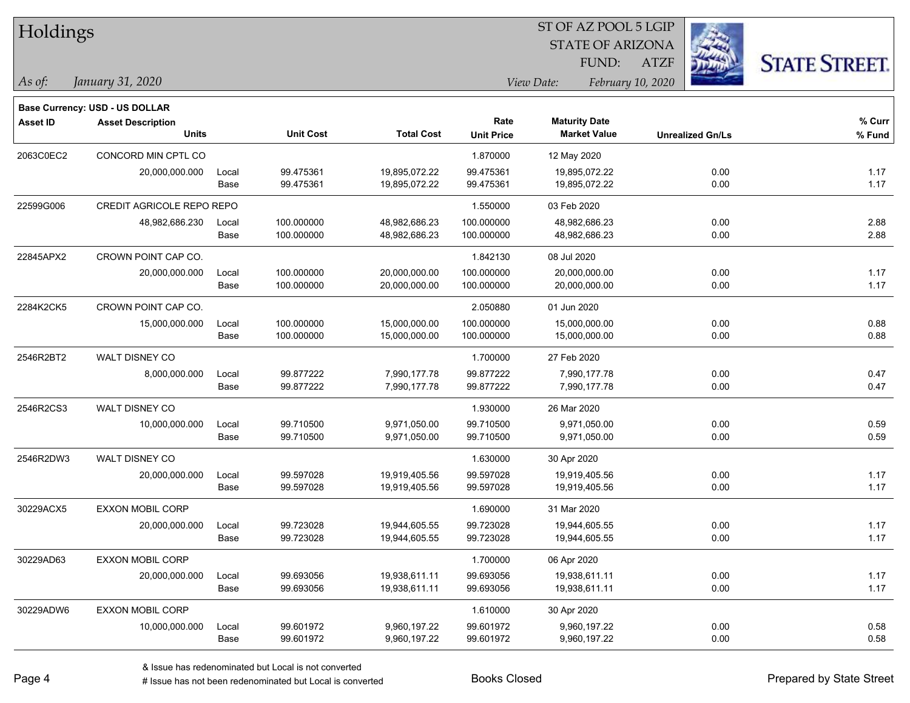# Holdings

ST OF AZ POOL 5 LGIP
STATE OF ARIZONA
FUND: ATZF

*As of:* *January 31, 2020*

*View Date:* *February 10, 2020*

**Base Currency: USD - US DOLLAR**

| Asset ID | Asset Description / Units | | Unit Cost | Total Cost | Rate / Unit Price | Maturity Date / Market Value | Unrealized Gn/Ls | % Curr / % Fund |
|---|---|---|---|---|---|---|---|---|
| 2063C0EC2 | CONCORD MIN CPTL CO | | | | 1.870000 | 12 May 2020 | | |
| | 20,000,000.000 | Local | 99.475361 | 19,895,072.22 | 99.475361 | 19,895,072.22 | 0.00 | 1.17 |
| | | Base | 99.475361 | 19,895,072.22 | 99.475361 | 19,895,072.22 | 0.00 | 1.17 |
| 22599G006 | CREDIT AGRICOLE REPO REPO | | | | 1.550000 | 03 Feb 2020 | | |
| | 48,982,686.230 | Local | 100.000000 | 48,982,686.23 | 100.000000 | 48,982,686.23 | 0.00 | 2.88 |
| | | Base | 100.000000 | 48,982,686.23 | 100.000000 | 48,982,686.23 | 0.00 | 2.88 |
| 22845APX2 | CROWN POINT CAP CO. | | | | 1.842130 | 08 Jul 2020 | | |
| | 20,000,000.000 | Local | 100.000000 | 20,000,000.00 | 100.000000 | 20,000,000.00 | 0.00 | 1.17 |
| | | Base | 100.000000 | 20,000,000.00 | 100.000000 | 20,000,000.00 | 0.00 | 1.17 |
| 2284K2CK5 | CROWN POINT CAP CO. | | | | 2.050880 | 01 Jun 2020 | | |
| | 15,000,000.000 | Local | 100.000000 | 15,000,000.00 | 100.000000 | 15,000,000.00 | 0.00 | 0.88 |
| | | Base | 100.000000 | 15,000,000.00 | 100.000000 | 15,000,000.00 | 0.00 | 0.88 |
| 2546R2BT2 | WALT DISNEY CO | | | | 1.700000 | 27 Feb 2020 | | |
| | 8,000,000.000 | Local | 99.877222 | 7,990,177.78 | 99.877222 | 7,990,177.78 | 0.00 | 0.47 |
| | | Base | 99.877222 | 7,990,177.78 | 99.877222 | 7,990,177.78 | 0.00 | 0.47 |
| 2546R2CS3 | WALT DISNEY CO | | | | 1.930000 | 26 Mar 2020 | | |
| | 10,000,000.000 | Local | 99.710500 | 9,971,050.00 | 99.710500 | 9,971,050.00 | 0.00 | 0.59 |
| | | Base | 99.710500 | 9,971,050.00 | 99.710500 | 9,971,050.00 | 0.00 | 0.59 |
| 2546R2DW3 | WALT DISNEY CO | | | | 1.630000 | 30 Apr 2020 | | |
| | 20,000,000.000 | Local | 99.597028 | 19,919,405.56 | 99.597028 | 19,919,405.56 | 0.00 | 1.17 |
| | | Base | 99.597028 | 19,919,405.56 | 99.597028 | 19,919,405.56 | 0.00 | 1.17 |
| 30229ACX5 | EXXON MOBIL CORP | | | | 1.690000 | 31 Mar 2020 | | |
| | 20,000,000.000 | Local | 99.723028 | 19,944,605.55 | 99.723028 | 19,944,605.55 | 0.00 | 1.17 |
| | | Base | 99.723028 | 19,944,605.55 | 99.723028 | 19,944,605.55 | 0.00 | 1.17 |
| 30229AD63 | EXXON MOBIL CORP | | | | 1.700000 | 06 Apr 2020 | | |
| | 20,000,000.000 | Local | 99.693056 | 19,938,611.11 | 99.693056 | 19,938,611.11 | 0.00 | 1.17 |
| | | Base | 99.693056 | 19,938,611.11 | 99.693056 | 19,938,611.11 | 0.00 | 1.17 |
| 30229ADW6 | EXXON MOBIL CORP | | | | 1.610000 | 30 Apr 2020 | | |
| | 10,000,000.000 | Local | 99.601972 | 9,960,197.22 | 99.601972 | 9,960,197.22 | 0.00 | 0.58 |
| | | Base | 99.601972 | 9,960,197.22 | 99.601972 | 9,960,197.22 | 0.00 | 0.58 |

& Issue has redenominated but Local is not converted
# Issue has not been redenominated but Local is converted

Books Closed

Prepared by State Street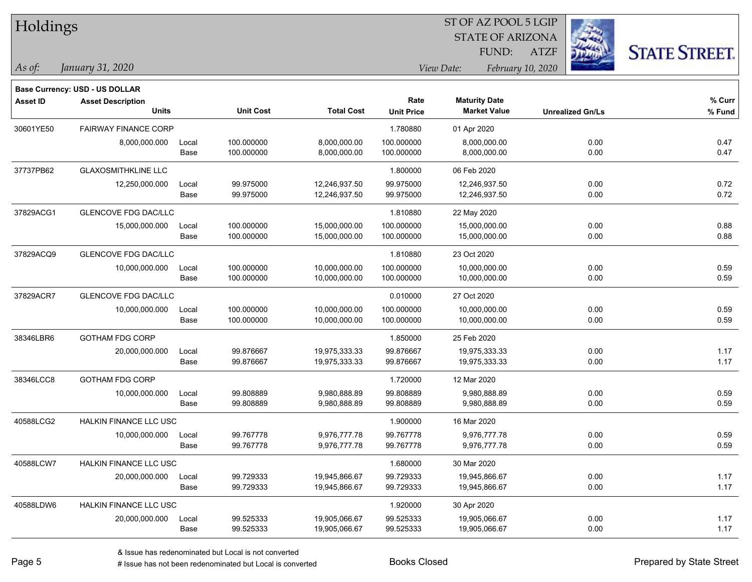# Holdings

ST OF AZ POOL 5 LGIP
STATE OF ARIZONA
FUND: ATZF

*As of:* *January 31, 2020*

*View Date:* *February 10, 2020*

**Base Currency: USD - US DOLLAR**

| Asset ID | Asset Description / Units | | Unit Cost | Total Cost | Rate / Unit Price | Maturity Date / Market Value | Unrealized Gn/Ls | % Curr / % Fund |
|---|---|---|---|---|---|---|---|---|
| 30601YE50 | FAIRWAY FINANCE CORP | | | | 1.780880 | 01 Apr 2020 | | |
| | 8,000,000.000 | Local | 100.000000 | 8,000,000.00 | 100.000000 | 8,000,000.00 | 0.00 | 0.47 |
| | | Base | 100.000000 | 8,000,000.00 | 100.000000 | 8,000,000.00 | 0.00 | 0.47 |
| 37737PB62 | GLAXOSMITHKLINE LLC | | | | 1.800000 | 06 Feb 2020 | | |
| | 12,250,000.000 | Local | 99.975000 | 12,246,937.50 | 99.975000 | 12,246,937.50 | 0.00 | 0.72 |
| | | Base | 99.975000 | 12,246,937.50 | 99.975000 | 12,246,937.50 | 0.00 | 0.72 |
| 37829ACG1 | GLENCOVE FDG DAC/LLC | | | | 1.810880 | 22 May 2020 | | |
| | 15,000,000.000 | Local | 100.000000 | 15,000,000.00 | 100.000000 | 15,000,000.00 | 0.00 | 0.88 |
| | | Base | 100.000000 | 15,000,000.00 | 100.000000 | 15,000,000.00 | 0.00 | 0.88 |
| 37829ACQ9 | GLENCOVE FDG DAC/LLC | | | | 1.810880 | 23 Oct 2020 | | |
| | 10,000,000.000 | Local | 100.000000 | 10,000,000.00 | 100.000000 | 10,000,000.00 | 0.00 | 0.59 |
| | | Base | 100.000000 | 10,000,000.00 | 100.000000 | 10,000,000.00 | 0.00 | 0.59 |
| 37829ACR7 | GLENCOVE FDG DAC/LLC | | | | 0.010000 | 27 Oct 2020 | | |
| | 10,000,000.000 | Local | 100.000000 | 10,000,000.00 | 100.000000 | 10,000,000.00 | 0.00 | 0.59 |
| | | Base | 100.000000 | 10,000,000.00 | 100.000000 | 10,000,000.00 | 0.00 | 0.59 |
| 38346LBR6 | GOTHAM FDG CORP | | | | 1.850000 | 25 Feb 2020 | | |
| | 20,000,000.000 | Local | 99.876667 | 19,975,333.33 | 99.876667 | 19,975,333.33 | 0.00 | 1.17 |
| | | Base | 99.876667 | 19,975,333.33 | 99.876667 | 19,975,333.33 | 0.00 | 1.17 |
| 38346LCC8 | GOTHAM FDG CORP | | | | 1.720000 | 12 Mar 2020 | | |
| | 10,000,000.000 | Local | 99.808889 | 9,980,888.89 | 99.808889 | 9,980,888.89 | 0.00 | 0.59 |
| | | Base | 99.808889 | 9,980,888.89 | 99.808889 | 9,980,888.89 | 0.00 | 0.59 |
| 40588LCG2 | HALKIN FINANCE LLC USC | | | | 1.900000 | 16 Mar 2020 | | |
| | 10,000,000.000 | Local | 99.767778 | 9,976,777.78 | 99.767778 | 9,976,777.78 | 0.00 | 0.59 |
| | | Base | 99.767778 | 9,976,777.78 | 99.767778 | 9,976,777.78 | 0.00 | 0.59 |
| 40588LCW7 | HALKIN FINANCE LLC USC | | | | 1.680000 | 30 Mar 2020 | | |
| | 20,000,000.000 | Local | 99.729333 | 19,945,866.67 | 99.729333 | 19,945,866.67 | 0.00 | 1.17 |
| | | Base | 99.729333 | 19,945,866.67 | 99.729333 | 19,945,866.67 | 0.00 | 1.17 |
| 40588LDW6 | HALKIN FINANCE LLC USC | | | | 1.920000 | 30 Apr 2020 | | |
| | 20,000,000.000 | Local | 99.525333 | 19,905,066.67 | 99.525333 | 19,905,066.67 | 0.00 | 1.17 |
| | | Base | 99.525333 | 19,905,066.67 | 99.525333 | 19,905,066.67 | 0.00 | 1.17 |

& Issue has redenominated but Local is not converted
# Issue has not been redenominated but Local is converted

Books Closed

Prepared by State Street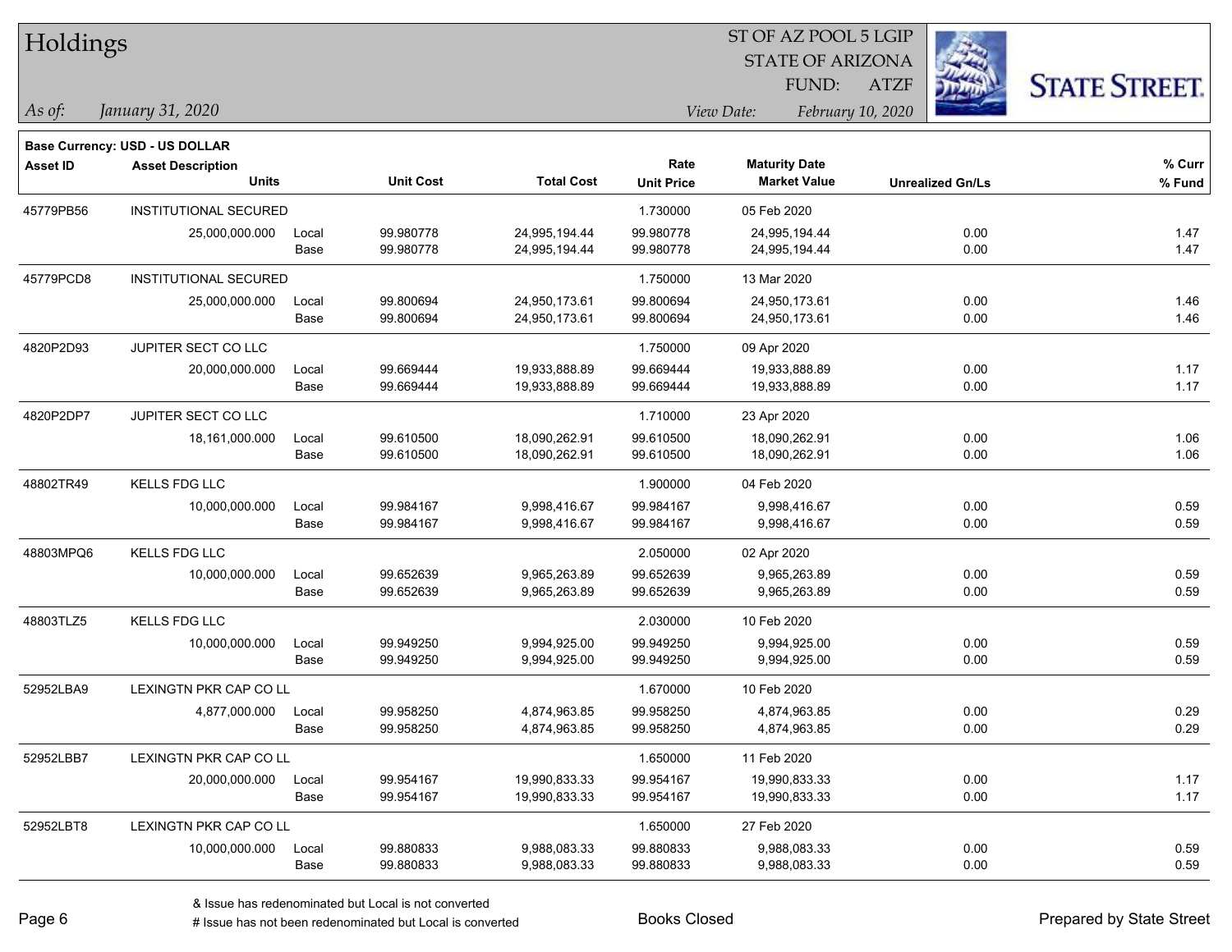# Holdings

ST OF AZ POOL 5 LGIP
STATE OF ARIZONA
FUND: ATZF

*As of:* *January 31, 2020*

*View Date:* *February 10, 2020*

**Base Currency: USD - US DOLLAR**

| Asset ID | Asset Description / Units | | Unit Cost | Total Cost | Rate / Unit Price | Maturity Date / Market Value | Unrealized Gn/Ls | % Curr / % Fund |
|---|---|---|---|---|---|---|---|---|
| 45779PB56 | INSTITUTIONAL SECURED | | | | 1.730000 | 05 Feb 2020 | | |
| | 25,000,000.000 | Local | 99.980778 | 24,995,194.44 | 99.980778 | 24,995,194.44 | 0.00 | 1.47 |
| | | Base | 99.980778 | 24,995,194.44 | 99.980778 | 24,995,194.44 | 0.00 | 1.47 |
| 45779PCD8 | INSTITUTIONAL SECURED | | | | 1.750000 | 13 Mar 2020 | | |
| | 25,000,000.000 | Local | 99.800694 | 24,950,173.61 | 99.800694 | 24,950,173.61 | 0.00 | 1.46 |
| | | Base | 99.800694 | 24,950,173.61 | 99.800694 | 24,950,173.61 | 0.00 | 1.46 |
| 4820P2D93 | JUPITER SECT CO LLC | | | | 1.750000 | 09 Apr 2020 | | |
| | 20,000,000.000 | Local | 99.669444 | 19,933,888.89 | 99.669444 | 19,933,888.89 | 0.00 | 1.17 |
| | | Base | 99.669444 | 19,933,888.89 | 99.669444 | 19,933,888.89 | 0.00 | 1.17 |
| 4820P2DP7 | JUPITER SECT CO LLC | | | | 1.710000 | 23 Apr 2020 | | |
| | 18,161,000.000 | Local | 99.610500 | 18,090,262.91 | 99.610500 | 18,090,262.91 | 0.00 | 1.06 |
| | | Base | 99.610500 | 18,090,262.91 | 99.610500 | 18,090,262.91 | 0.00 | 1.06 |
| 48802TR49 | KELLS FDG LLC | | | | 1.900000 | 04 Feb 2020 | | |
| | 10,000,000.000 | Local | 99.984167 | 9,998,416.67 | 99.984167 | 9,998,416.67 | 0.00 | 0.59 |
| | | Base | 99.984167 | 9,998,416.67 | 99.984167 | 9,998,416.67 | 0.00 | 0.59 |
| 48803MPQ6 | KELLS FDG LLC | | | | 2.050000 | 02 Apr 2020 | | |
| | 10,000,000.000 | Local | 99.652639 | 9,965,263.89 | 99.652639 | 9,965,263.89 | 0.00 | 0.59 |
| | | Base | 99.652639 | 9,965,263.89 | 99.652639 | 9,965,263.89 | 0.00 | 0.59 |
| 48803TLZ5 | KELLS FDG LLC | | | | 2.030000 | 10 Feb 2020 | | |
| | 10,000,000.000 | Local | 99.949250 | 9,994,925.00 | 99.949250 | 9,994,925.00 | 0.00 | 0.59 |
| | | Base | 99.949250 | 9,994,925.00 | 99.949250 | 9,994,925.00 | 0.00 | 0.59 |
| 52952LBA9 | LEXINGTN PKR CAP CO LL | | | | 1.670000 | 10 Feb 2020 | | |
| | 4,877,000.000 | Local | 99.958250 | 4,874,963.85 | 99.958250 | 4,874,963.85 | 0.00 | 0.29 |
| | | Base | 99.958250 | 4,874,963.85 | 99.958250 | 4,874,963.85 | 0.00 | 0.29 |
| 52952LBB7 | LEXINGTN PKR CAP CO LL | | | | 1.650000 | 11 Feb 2020 | | |
| | 20,000,000.000 | Local | 99.954167 | 19,990,833.33 | 99.954167 | 19,990,833.33 | 0.00 | 1.17 |
| | | Base | 99.954167 | 19,990,833.33 | 99.954167 | 19,990,833.33 | 0.00 | 1.17 |
| 52952LBT8 | LEXINGTN PKR CAP CO LL | | | | 1.650000 | 27 Feb 2020 | | |
| | 10,000,000.000 | Local | 99.880833 | 9,988,083.33 | 99.880833 | 9,988,083.33 | 0.00 | 0.59 |
| | | Base | 99.880833 | 9,988,083.33 | 99.880833 | 9,988,083.33 | 0.00 | 0.59 |

& Issue has redenominated but Local is not converted
# Issue has not been redenominated but Local is converted

Books Closed

Prepared by State Street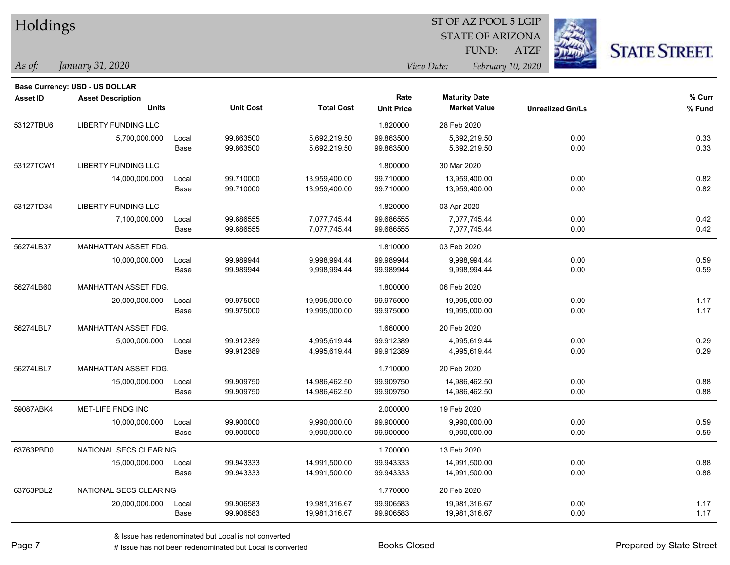# Holdings

ST OF AZ POOL 5 LGIP
STATE OF ARIZONA
FUND: ATZF

*As of:* *January 31, 2020*

*View Date:* *February 10, 2020*

**Base Currency: USD - US DOLLAR**

| Asset ID | Asset Description / Units | | Unit Cost | Total Cost | Rate / Unit Price | Maturity Date / Market Value | Unrealized Gn/Ls | % Curr / % Fund |
|---|---|---|---|---|---|---|---|---|
| 53127TBU6 | LIBERTY FUNDING LLC | | | | 1.820000 | 28 Feb 2020 | | |
| | 5,700,000.000 | Local | 99.863500 | 5,692,219.50 | 99.863500 | 5,692,219.50 | 0.00 | 0.33 |
| | | Base | 99.863500 | 5,692,219.50 | 99.863500 | 5,692,219.50 | 0.00 | 0.33 |
| 53127TCW1 | LIBERTY FUNDING LLC | | | | 1.800000 | 30 Mar 2020 | | |
| | 14,000,000.000 | Local | 99.710000 | 13,959,400.00 | 99.710000 | 13,959,400.00 | 0.00 | 0.82 |
| | | Base | 99.710000 | 13,959,400.00 | 99.710000 | 13,959,400.00 | 0.00 | 0.82 |
| 53127TD34 | LIBERTY FUNDING LLC | | | | 1.820000 | 03 Apr 2020 | | |
| | 7,100,000.000 | Local | 99.686555 | 7,077,745.44 | 99.686555 | 7,077,745.44 | 0.00 | 0.42 |
| | | Base | 99.686555 | 7,077,745.44 | 99.686555 | 7,077,745.44 | 0.00 | 0.42 |
| 56274LB37 | MANHATTAN ASSET FDG. | | | | 1.810000 | 03 Feb 2020 | | |
| | 10,000,000.000 | Local | 99.989944 | 9,998,994.44 | 99.989944 | 9,998,994.44 | 0.00 | 0.59 |
| | | Base | 99.989944 | 9,998,994.44 | 99.989944 | 9,998,994.44 | 0.00 | 0.59 |
| 56274LB60 | MANHATTAN ASSET FDG. | | | | 1.800000 | 06 Feb 2020 | | |
| | 20,000,000.000 | Local | 99.975000 | 19,995,000.00 | 99.975000 | 19,995,000.00 | 0.00 | 1.17 |
| | | Base | 99.975000 | 19,995,000.00 | 99.975000 | 19,995,000.00 | 0.00 | 1.17 |
| 56274LBL7 | MANHATTAN ASSET FDG. | | | | 1.660000 | 20 Feb 2020 | | |
| | 5,000,000.000 | Local | 99.912389 | 4,995,619.44 | 99.912389 | 4,995,619.44 | 0.00 | 0.29 |
| | | Base | 99.912389 | 4,995,619.44 | 99.912389 | 4,995,619.44 | 0.00 | 0.29 |
| 56274LBL7 | MANHATTAN ASSET FDG. | | | | 1.710000 | 20 Feb 2020 | | |
| | 15,000,000.000 | Local | 99.909750 | 14,986,462.50 | 99.909750 | 14,986,462.50 | 0.00 | 0.88 |
| | | Base | 99.909750 | 14,986,462.50 | 99.909750 | 14,986,462.50 | 0.00 | 0.88 |
| 59087ABK4 | MET-LIFE FNDG INC | | | | 2.000000 | 19 Feb 2020 | | |
| | 10,000,000.000 | Local | 99.900000 | 9,990,000.00 | 99.900000 | 9,990,000.00 | 0.00 | 0.59 |
| | | Base | 99.900000 | 9,990,000.00 | 99.900000 | 9,990,000.00 | 0.00 | 0.59 |
| 63763PBD0 | NATIONAL SECS CLEARING | | | | 1.700000 | 13 Feb 2020 | | |
| | 15,000,000.000 | Local | 99.943333 | 14,991,500.00 | 99.943333 | 14,991,500.00 | 0.00 | 0.88 |
| | | Base | 99.943333 | 14,991,500.00 | 99.943333 | 14,991,500.00 | 0.00 | 0.88 |
| 63763PBL2 | NATIONAL SECS CLEARING | | | | 1.770000 | 20 Feb 2020 | | |
| | 20,000,000.000 | Local | 99.906583 | 19,981,316.67 | 99.906583 | 19,981,316.67 | 0.00 | 1.17 |
| | | Base | 99.906583 | 19,981,316.67 | 99.906583 | 19,981,316.67 | 0.00 | 1.17 |

& Issue has redenominated but Local is not converted
# Issue has not been redenominated but Local is converted

Books Closed

Prepared by State Street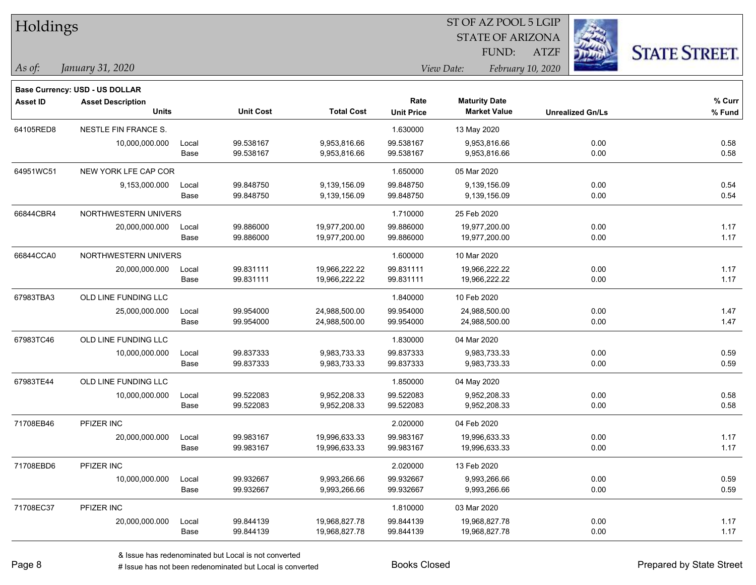# Holdings

ST OF AZ POOL 5 LGIP
STATE OF ARIZONA
FUND: ATZF

*As of:* *January 31, 2020*

*View Date:* *February 10, 2020*

**Base Currency: USD - US DOLLAR**

| Asset ID | Asset Description / Units | | Unit Cost | Total Cost | Rate / Unit Price | Maturity Date / Market Value | Unrealized Gn/Ls | % Curr / % Fund |
|---|---|---|---|---|---|---|---|---|
| 64105RED8 | NESTLE FIN FRANCE S. | | | | 1.630000 | 13 May 2020 | | |
| | 10,000,000.000 | Local | 99.538167 | 9,953,816.66 | 99.538167 | 9,953,816.66 | 0.00 | 0.58 |
| | | Base | 99.538167 | 9,953,816.66 | 99.538167 | 9,953,816.66 | 0.00 | 0.58 |
| 64951WC51 | NEW YORK LFE CAP COR | | | | 1.650000 | 05 Mar 2020 | | |
| | 9,153,000.000 | Local | 99.848750 | 9,139,156.09 | 99.848750 | 9,139,156.09 | 0.00 | 0.54 |
| | | Base | 99.848750 | 9,139,156.09 | 99.848750 | 9,139,156.09 | 0.00 | 0.54 |
| 66844CBR4 | NORTHWESTERN UNIVERS | | | | 1.710000 | 25 Feb 2020 | | |
| | 20,000,000.000 | Local | 99.886000 | 19,977,200.00 | 99.886000 | 19,977,200.00 | 0.00 | 1.17 |
| | | Base | 99.886000 | 19,977,200.00 | 99.886000 | 19,977,200.00 | 0.00 | 1.17 |
| 66844CCA0 | NORTHWESTERN UNIVERS | | | | 1.600000 | 10 Mar 2020 | | |
| | 20,000,000.000 | Local | 99.831111 | 19,966,222.22 | 99.831111 | 19,966,222.22 | 0.00 | 1.17 |
| | | Base | 99.831111 | 19,966,222.22 | 99.831111 | 19,966,222.22 | 0.00 | 1.17 |
| 67983TBA3 | OLD LINE FUNDING LLC | | | | 1.840000 | 10 Feb 2020 | | |
| | 25,000,000.000 | Local | 99.954000 | 24,988,500.00 | 99.954000 | 24,988,500.00 | 0.00 | 1.47 |
| | | Base | 99.954000 | 24,988,500.00 | 99.954000 | 24,988,500.00 | 0.00 | 1.47 |
| 67983TC46 | OLD LINE FUNDING LLC | | | | 1.830000 | 04 Mar 2020 | | |
| | 10,000,000.000 | Local | 99.837333 | 9,983,733.33 | 99.837333 | 9,983,733.33 | 0.00 | 0.59 |
| | | Base | 99.837333 | 9,983,733.33 | 99.837333 | 9,983,733.33 | 0.00 | 0.59 |
| 67983TE44 | OLD LINE FUNDING LLC | | | | 1.850000 | 04 May 2020 | | |
| | 10,000,000.000 | Local | 99.522083 | 9,952,208.33 | 99.522083 | 9,952,208.33 | 0.00 | 0.58 |
| | | Base | 99.522083 | 9,952,208.33 | 99.522083 | 9,952,208.33 | 0.00 | 0.58 |
| 71708EB46 | PFIZER INC | | | | 2.020000 | 04 Feb 2020 | | |
| | 20,000,000.000 | Local | 99.983167 | 19,996,633.33 | 99.983167 | 19,996,633.33 | 0.00 | 1.17 |
| | | Base | 99.983167 | 19,996,633.33 | 99.983167 | 19,996,633.33 | 0.00 | 1.17 |
| 71708EBD6 | PFIZER INC | | | | 2.020000 | 13 Feb 2020 | | |
| | 10,000,000.000 | Local | 99.932667 | 9,993,266.66 | 99.932667 | 9,993,266.66 | 0.00 | 0.59 |
| | | Base | 99.932667 | 9,993,266.66 | 99.932667 | 9,993,266.66 | 0.00 | 0.59 |
| 71708EC37 | PFIZER INC | | | | 1.810000 | 03 Mar 2020 | | |
| | 20,000,000.000 | Local | 99.844139 | 19,968,827.78 | 99.844139 | 19,968,827.78 | 0.00 | 1.17 |
| | | Base | 99.844139 | 19,968,827.78 | 99.844139 | 19,968,827.78 | 0.00 | 1.17 |

& Issue has redenominated but Local is not converted
# Issue has not been redenominated but Local is converted

Books Closed

Prepared by State Street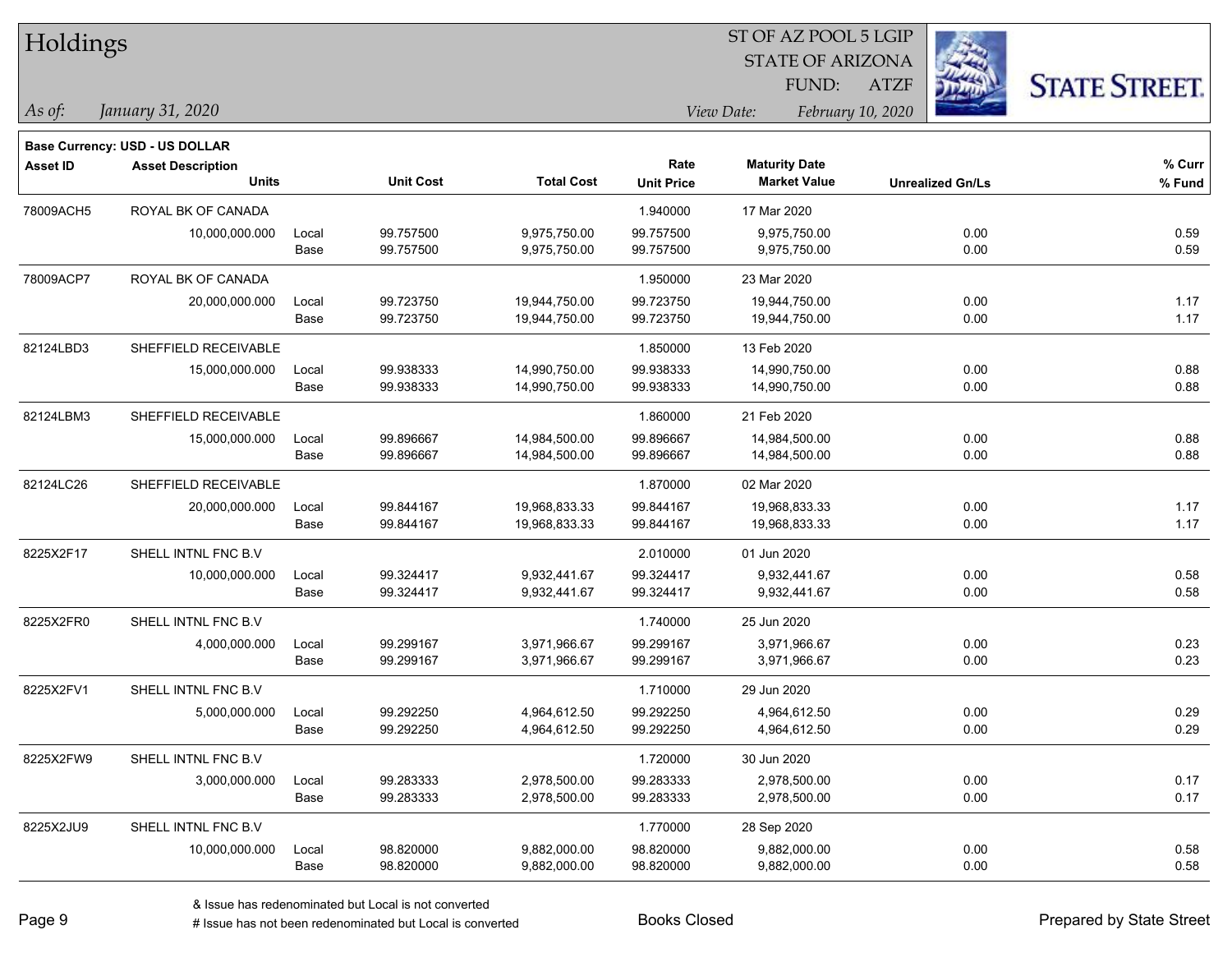# Holdings

ST OF AZ POOL 5 LGIP
STATE OF ARIZONA
FUND: ATZF

*As of:* *January 31, 2020*

*View Date:* *February 10, 2020*

**Base Currency: USD - US DOLLAR**

| Asset ID | Asset Description / Units | | Unit Cost | Total Cost | Rate / Unit Price | Maturity Date / Market Value | Unrealized Gn/Ls | % Curr / % Fund |
|---|---|---|---|---|---|---|---|---|
| 78009ACH5 | ROYAL BK OF CANADA | | | | 1.940000 | 17 Mar 2020 | | |
| | 10,000,000.000 | Local | 99.757500 | 9,975,750.00 | 99.757500 | 9,975,750.00 | 0.00 | 0.59 |
| | | Base | 99.757500 | 9,975,750.00 | 99.757500 | 9,975,750.00 | 0.00 | 0.59 |
| 78009ACP7 | ROYAL BK OF CANADA | | | | 1.950000 | 23 Mar 2020 | | |
| | 20,000,000.000 | Local | 99.723750 | 19,944,750.00 | 99.723750 | 19,944,750.00 | 0.00 | 1.17 |
| | | Base | 99.723750 | 19,944,750.00 | 99.723750 | 19,944,750.00 | 0.00 | 1.17 |
| 82124LBD3 | SHEFFIELD RECEIVABLE | | | | 1.850000 | 13 Feb 2020 | | |
| | 15,000,000.000 | Local | 99.938333 | 14,990,750.00 | 99.938333 | 14,990,750.00 | 0.00 | 0.88 |
| | | Base | 99.938333 | 14,990,750.00 | 99.938333 | 14,990,750.00 | 0.00 | 0.88 |
| 82124LBM3 | SHEFFIELD RECEIVABLE | | | | 1.860000 | 21 Feb 2020 | | |
| | 15,000,000.000 | Local | 99.896667 | 14,984,500.00 | 99.896667 | 14,984,500.00 | 0.00 | 0.88 |
| | | Base | 99.896667 | 14,984,500.00 | 99.896667 | 14,984,500.00 | 0.00 | 0.88 |
| 82124LC26 | SHEFFIELD RECEIVABLE | | | | 1.870000 | 02 Mar 2020 | | |
| | 20,000,000.000 | Local | 99.844167 | 19,968,833.33 | 99.844167 | 19,968,833.33 | 0.00 | 1.17 |
| | | Base | 99.844167 | 19,968,833.33 | 99.844167 | 19,968,833.33 | 0.00 | 1.17 |
| 8225X2F17 | SHELL INTNL FNC B.V | | | | 2.010000 | 01 Jun 2020 | | |
| | 10,000,000.000 | Local | 99.324417 | 9,932,441.67 | 99.324417 | 9,932,441.67 | 0.00 | 0.58 |
| | | Base | 99.324417 | 9,932,441.67 | 99.324417 | 9,932,441.67 | 0.00 | 0.58 |
| 8225X2FR0 | SHELL INTNL FNC B.V | | | | 1.740000 | 25 Jun 2020 | | |
| | 4,000,000.000 | Local | 99.299167 | 3,971,966.67 | 99.299167 | 3,971,966.67 | 0.00 | 0.23 |
| | | Base | 99.299167 | 3,971,966.67 | 99.299167 | 3,971,966.67 | 0.00 | 0.23 |
| 8225X2FV1 | SHELL INTNL FNC B.V | | | | 1.710000 | 29 Jun 2020 | | |
| | 5,000,000.000 | Local | 99.292250 | 4,964,612.50 | 99.292250 | 4,964,612.50 | 0.00 | 0.29 |
| | | Base | 99.292250 | 4,964,612.50 | 99.292250 | 4,964,612.50 | 0.00 | 0.29 |
| 8225X2FW9 | SHELL INTNL FNC B.V | | | | 1.720000 | 30 Jun 2020 | | |
| | 3,000,000.000 | Local | 99.283333 | 2,978,500.00 | 99.283333 | 2,978,500.00 | 0.00 | 0.17 |
| | | Base | 99.283333 | 2,978,500.00 | 99.283333 | 2,978,500.00 | 0.00 | 0.17 |
| 8225X2JU9 | SHELL INTNL FNC B.V | | | | 1.770000 | 28 Sep 2020 | | |
| | 10,000,000.000 | Local | 98.820000 | 9,882,000.00 | 98.820000 | 9,882,000.00 | 0.00 | 0.58 |
| | | Base | 98.820000 | 9,882,000.00 | 98.820000 | 9,882,000.00 | 0.00 | 0.58 |

& Issue has redenominated but Local is not converted
# Issue has not been redenominated but Local is converted

Books Closed

Prepared by State Street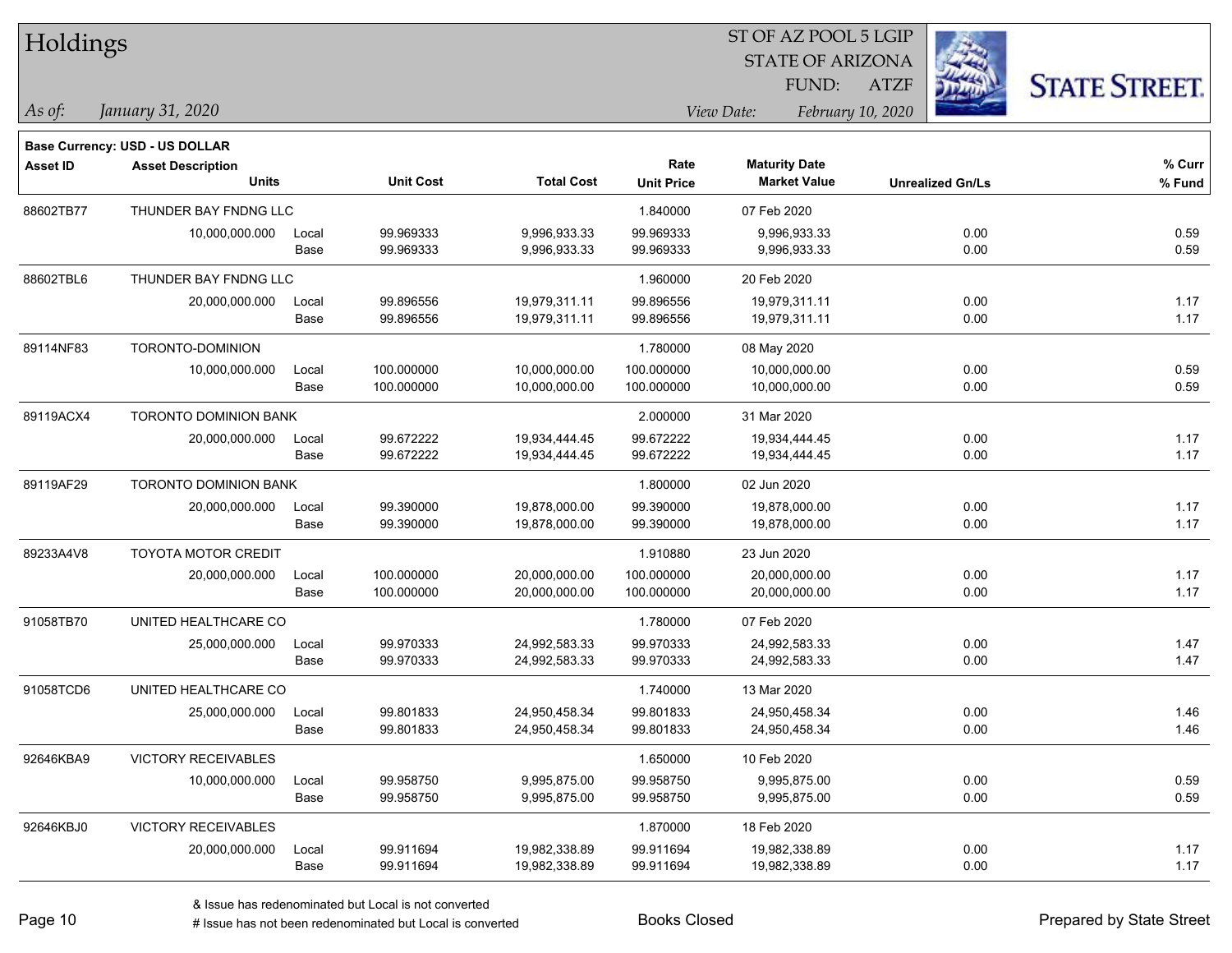# Holdings

ST OF AZ POOL 5 LGIP
STATE OF ARIZONA
FUND: ATZF

*As of:* *January 31, 2020*

*View Date:* *February 10, 2020*

**Base Currency: USD - US DOLLAR**

| Asset ID | Asset Description / Units | | Unit Cost | Total Cost | Rate / Unit Price | Maturity Date / Market Value | Unrealized Gn/Ls | % Curr / % Fund |
|---|---|---|---|---|---|---|---|---|
| 88602TB77 | THUNDER BAY FNDNG LLC | | | | 1.840000 | 07 Feb 2020 | | |
| | 10,000,000.000 | Local | 99.969333 | 9,996,933.33 | 99.969333 | 9,996,933.33 | 0.00 | 0.59 |
| | | Base | 99.969333 | 9,996,933.33 | 99.969333 | 9,996,933.33 | 0.00 | 0.59 |
| 88602TBL6 | THUNDER BAY FNDNG LLC | | | | 1.960000 | 20 Feb 2020 | | |
| | 20,000,000.000 | Local | 99.896556 | 19,979,311.11 | 99.896556 | 19,979,311.11 | 0.00 | 1.17 |
| | | Base | 99.896556 | 19,979,311.11 | 99.896556 | 19,979,311.11 | 0.00 | 1.17 |
| 89114NF83 | TORONTO-DOMINION | | | | 1.780000 | 08 May 2020 | | |
| | 10,000,000.000 | Local | 100.000000 | 10,000,000.00 | 100.000000 | 10,000,000.00 | 0.00 | 0.59 |
| | | Base | 100.000000 | 10,000,000.00 | 100.000000 | 10,000,000.00 | 0.00 | 0.59 |
| 89119ACX4 | TORONTO DOMINION BANK | | | | 2.000000 | 31 Mar 2020 | | |
| | 20,000,000.000 | Local | 99.672222 | 19,934,444.45 | 99.672222 | 19,934,444.45 | 0.00 | 1.17 |
| | | Base | 99.672222 | 19,934,444.45 | 99.672222 | 19,934,444.45 | 0.00 | 1.17 |
| 89119AF29 | TORONTO DOMINION BANK | | | | 1.800000 | 02 Jun 2020 | | |
| | 20,000,000.000 | Local | 99.390000 | 19,878,000.00 | 99.390000 | 19,878,000.00 | 0.00 | 1.17 |
| | | Base | 99.390000 | 19,878,000.00 | 99.390000 | 19,878,000.00 | 0.00 | 1.17 |
| 89233A4V8 | TOYOTA MOTOR CREDIT | | | | 1.910880 | 23 Jun 2020 | | |
| | 20,000,000.000 | Local | 100.000000 | 20,000,000.00 | 100.000000 | 20,000,000.00 | 0.00 | 1.17 |
| | | Base | 100.000000 | 20,000,000.00 | 100.000000 | 20,000,000.00 | 0.00 | 1.17 |
| 91058TB70 | UNITED HEALTHCARE CO | | | | 1.780000 | 07 Feb 2020 | | |
| | 25,000,000.000 | Local | 99.970333 | 24,992,583.33 | 99.970333 | 24,992,583.33 | 0.00 | 1.47 |
| | | Base | 99.970333 | 24,992,583.33 | 99.970333 | 24,992,583.33 | 0.00 | 1.47 |
| 91058TCD6 | UNITED HEALTHCARE CO | | | | 1.740000 | 13 Mar 2020 | | |
| | 25,000,000.000 | Local | 99.801833 | 24,950,458.34 | 99.801833 | 24,950,458.34 | 0.00 | 1.46 |
| | | Base | 99.801833 | 24,950,458.34 | 99.801833 | 24,950,458.34 | 0.00 | 1.46 |
| 92646KBA9 | VICTORY RECEIVABLES | | | | 1.650000 | 10 Feb 2020 | | |
| | 10,000,000.000 | Local | 99.958750 | 9,995,875.00 | 99.958750 | 9,995,875.00 | 0.00 | 0.59 |
| | | Base | 99.958750 | 9,995,875.00 | 99.958750 | 9,995,875.00 | 0.00 | 0.59 |
| 92646KBJ0 | VICTORY RECEIVABLES | | | | 1.870000 | 18 Feb 2020 | | |
| | 20,000,000.000 | Local | 99.911694 | 19,982,338.89 | 99.911694 | 19,982,338.89 | 0.00 | 1.17 |
| | | Base | 99.911694 | 19,982,338.89 | 99.911694 | 19,982,338.89 | 0.00 | 1.17 |

& Issue has redenominated but Local is not converted
# Issue has not been redenominated but Local is converted

Books Closed

Prepared by State Street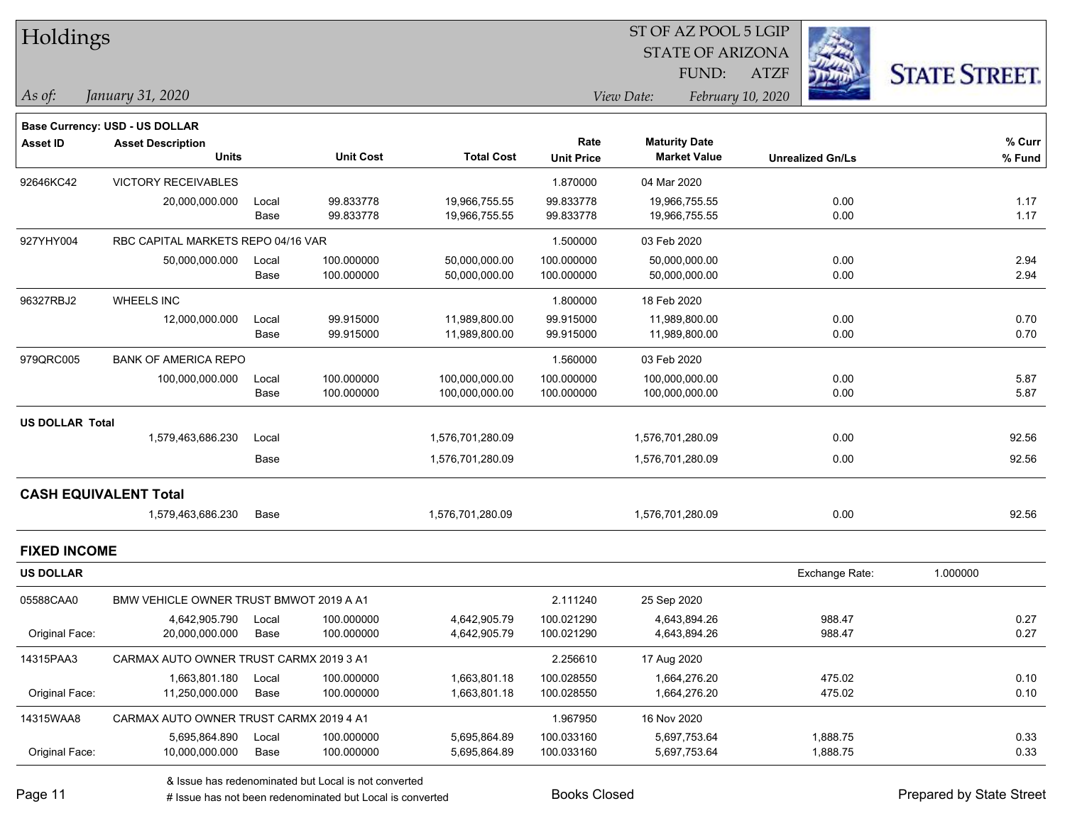# Holdings

ST OF AZ POOL 5 LGIP
STATE OF ARIZONA
FUND: ATZF

*As of: January 31, 2020*

*View Date: February 10, 2020*

**Base Currency: USD - US DOLLAR**

| Asset ID | Asset Description / Units | | Unit Cost | Total Cost | Rate / Unit Price | Maturity Date / Market Value | Unrealized Gn/Ls | % Curr / % Fund |
|---|---|---|---|---|---|---|---|---|
| 92646KC42 | VICTORY RECEIVABLES | | | | 1.870000 | 04 Mar 2020 | | |
| | 20,000,000.000 | Local | 99.833778 | 19,966,755.55 | 99.833778 | 19,966,755.55 | 0.00 | 1.17 |
| | | Base | 99.833778 | 19,966,755.55 | 99.833778 | 19,966,755.55 | 0.00 | 1.17 |
| 927YHY004 | RBC CAPITAL MARKETS REPO 04/16 VAR | | | | 1.500000 | 03 Feb 2020 | | |
| | 50,000,000.000 | Local | 100.000000 | 50,000,000.00 | 100.000000 | 50,000,000.00 | 0.00 | 2.94 |
| | | Base | 100.000000 | 50,000,000.00 | 100.000000 | 50,000,000.00 | 0.00 | 2.94 |
| 96327RBJ2 | WHEELS INC | | | | 1.800000 | 18 Feb 2020 | | |
| | 12,000,000.000 | Local | 99.915000 | 11,989,800.00 | 99.915000 | 11,989,800.00 | 0.00 | 0.70 |
| | | Base | 99.915000 | 11,989,800.00 | 99.915000 | 11,989,800.00 | 0.00 | 0.70 |
| 979QRC005 | BANK OF AMERICA REPO | | | | 1.560000 | 03 Feb 2020 | | |
| | 100,000,000.000 | Local | 100.000000 | 100,000,000.00 | 100.000000 | 100,000,000.00 | 0.00 | 5.87 |
| | | Base | 100.000000 | 100,000,000.00 | 100.000000 | 100,000,000.00 | 0.00 | 5.87 |
| **US DOLLAR Total** | | | | | | | | |
| | 1,579,463,686.230 | Local | | 1,576,701,280.09 | | 1,576,701,280.09 | 0.00 | 92.56 |
| | | Base | | 1,576,701,280.09 | | 1,576,701,280.09 | 0.00 | 92.56 |
| **CASH EQUIVALENT Total** | | | | | | | | |
| | 1,579,463,686.230 | Base | | 1,576,701,280.09 | | 1,576,701,280.09 | 0.00 | 92.56 |

## FIXED INCOME

**US DOLLAR** — Exchange Rate: 1.000000

| Asset ID | Asset Description / Units | | Unit Cost | Total Cost | Rate / Unit Price | Maturity Date / Market Value | Unrealized Gn/Ls | % Curr / % Fund |
|---|---|---|---|---|---|---|---|---|
| 05588CAA0 | BMW VEHICLE OWNER TRUST BMWOT 2019 A A1 | | | | 2.111240 | 25 Sep 2020 | | |
| | 4,642,905.790 | Local | 100.000000 | 4,642,905.79 | 100.021290 | 4,643,894.26 | 988.47 | 0.27 |
| Original Face: | 20,000,000.000 | Base | 100.000000 | 4,642,905.79 | 100.021290 | 4,643,894.26 | 988.47 | 0.27 |
| 14315PAA3 | CARMAX AUTO OWNER TRUST CARMX 2019 3 A1 | | | | 2.256610 | 17 Aug 2020 | | |
| | 1,663,801.180 | Local | 100.000000 | 1,663,801.18 | 100.028550 | 1,664,276.20 | 475.02 | 0.10 |
| Original Face: | 11,250,000.000 | Base | 100.000000 | 1,663,801.18 | 100.028550 | 1,664,276.20 | 475.02 | 0.10 |
| 14315WAA8 | CARMAX AUTO OWNER TRUST CARMX 2019 4 A1 | | | | 1.967950 | 16 Nov 2020 | | |
| | 5,695,864.890 | Local | 100.000000 | 5,695,864.89 | 100.033160 | 5,697,753.64 | 1,888.75 | 0.33 |
| Original Face: | 10,000,000.000 | Base | 100.000000 | 5,695,864.89 | 100.033160 | 5,697,753.64 | 1,888.75 | 0.33 |

& Issue has redenominated but Local is not converted
# Issue has not been redenominated but Local is converted

Books Closed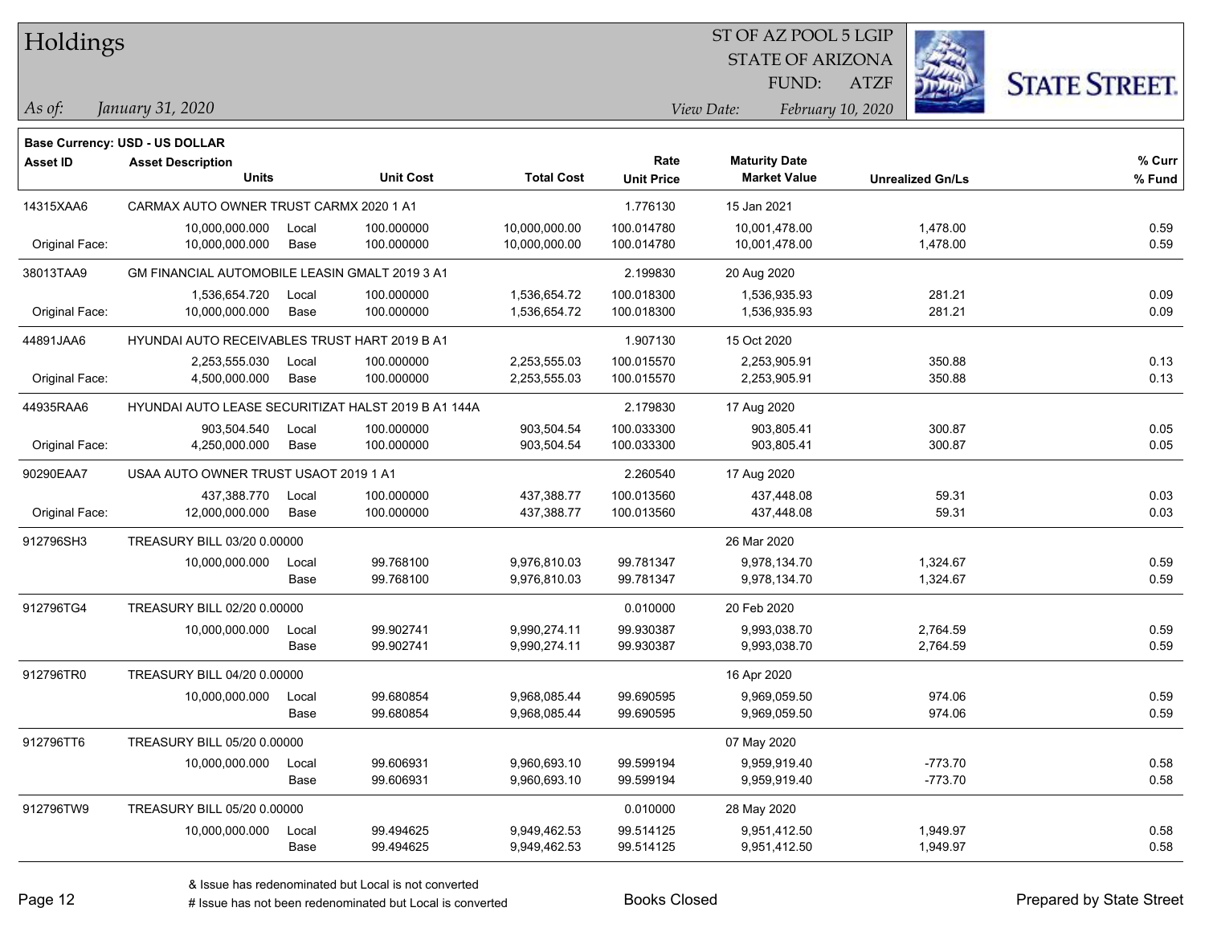# Holdings

ST OF AZ POOL 5 LGIP
STATE OF ARIZONA
FUND: ATZF

*As of:* *January 31, 2020*

*View Date:* *February 10, 2020*

**Base Currency: USD - US DOLLAR**

| Asset ID | Asset Description / Units | | Unit Cost | Total Cost | Rate / Unit Price | Maturity Date / Market Value | Unrealized Gn/Ls | % Curr / % Fund |
|---|---|---|---|---|---|---|---|---|
| 14315XAA6 | CARMAX AUTO OWNER TRUST CARMX 2020 1 A1 | | | | 1.776130 | 15 Jan 2021 | | |
| | 10,000,000.000 | Local | 100.000000 | 10,000,000.00 | 100.014780 | 10,001,478.00 | 1,478.00 | 0.59 |
| Original Face: | 10,000,000.000 | Base | 100.000000 | 10,000,000.00 | 100.014780 | 10,001,478.00 | 1,478.00 | 0.59 |
| 38013TAA9 | GM FINANCIAL AUTOMOBILE LEASIN GMALT 2019 3 A1 | | | | 2.199830 | 20 Aug 2020 | | |
| | 1,536,654.720 | Local | 100.000000 | 1,536,654.72 | 100.018300 | 1,536,935.93 | 281.21 | 0.09 |
| Original Face: | 10,000,000.000 | Base | 100.000000 | 1,536,654.72 | 100.018300 | 1,536,935.93 | 281.21 | 0.09 |
| 44891JAA6 | HYUNDAI AUTO RECEIVABLES TRUST HART 2019 B A1 | | | | 1.907130 | 15 Oct 2020 | | |
| | 2,253,555.030 | Local | 100.000000 | 2,253,555.03 | 100.015570 | 2,253,905.91 | 350.88 | 0.13 |
| Original Face: | 4,500,000.000 | Base | 100.000000 | 2,253,555.03 | 100.015570 | 2,253,905.91 | 350.88 | 0.13 |
| 44935RAA6 | HYUNDAI AUTO LEASE SECURITIZAT HALST 2019 B A1 144A | | | | 2.179830 | 17 Aug 2020 | | |
| | 903,504.540 | Local | 100.000000 | 903,504.54 | 100.033300 | 903,805.41 | 300.87 | 0.05 |
| Original Face: | 4,250,000.000 | Base | 100.000000 | 903,504.54 | 100.033300 | 903,805.41 | 300.87 | 0.05 |
| 90290EAA7 | USAA AUTO OWNER TRUST USAOT 2019 1 A1 | | | | 2.260540 | 17 Aug 2020 | | |
| | 437,388.770 | Local | 100.000000 | 437,388.77 | 100.013560 | 437,448.08 | 59.31 | 0.03 |
| Original Face: | 12,000,000.000 | Base | 100.000000 | 437,388.77 | 100.013560 | 437,448.08 | 59.31 | 0.03 |
| 912796SH3 | TREASURY BILL 03/20 0.00000 | | | | | 26 Mar 2020 | | |
| | 10,000,000.000 | Local | 99.768100 | 9,976,810.03 | 99.781347 | 9,978,134.70 | 1,324.67 | 0.59 |
| | | Base | 99.768100 | 9,976,810.03 | 99.781347 | 9,978,134.70 | 1,324.67 | 0.59 |
| 912796TG4 | TREASURY BILL 02/20 0.00000 | | | | 0.010000 | 20 Feb 2020 | | |
| | 10,000,000.000 | Local | 99.902741 | 9,990,274.11 | 99.930387 | 9,993,038.70 | 2,764.59 | 0.59 |
| | | Base | 99.902741 | 9,990,274.11 | 99.930387 | 9,993,038.70 | 2,764.59 | 0.59 |
| 912796TR0 | TREASURY BILL 04/20 0.00000 | | | | | 16 Apr 2020 | | |
| | 10,000,000.000 | Local | 99.680854 | 9,968,085.44 | 99.690595 | 9,969,059.50 | 974.06 | 0.59 |
| | | Base | 99.680854 | 9,968,085.44 | 99.690595 | 9,969,059.50 | 974.06 | 0.59 |
| 912796TT6 | TREASURY BILL 05/20 0.00000 | | | | | 07 May 2020 | | |
| | 10,000,000.000 | Local | 99.606931 | 9,960,693.10 | 99.599194 | 9,959,919.40 | -773.70 | 0.58 |
| | | Base | 99.606931 | 9,960,693.10 | 99.599194 | 9,959,919.40 | -773.70 | 0.58 |
| 912796TW9 | TREASURY BILL 05/20 0.00000 | | | | 0.010000 | 28 May 2020 | | |
| | 10,000,000.000 | Local | 99.494625 | 9,949,462.53 | 99.514125 | 9,951,412.50 | 1,949.97 | 0.58 |
| | | Base | 99.494625 | 9,949,462.53 | 99.514125 | 9,951,412.50 | 1,949.97 | 0.58 |

& Issue has redenominated but Local is not converted
# Issue has not been redenominated but Local is converted

Books Closed

Prepared by State Street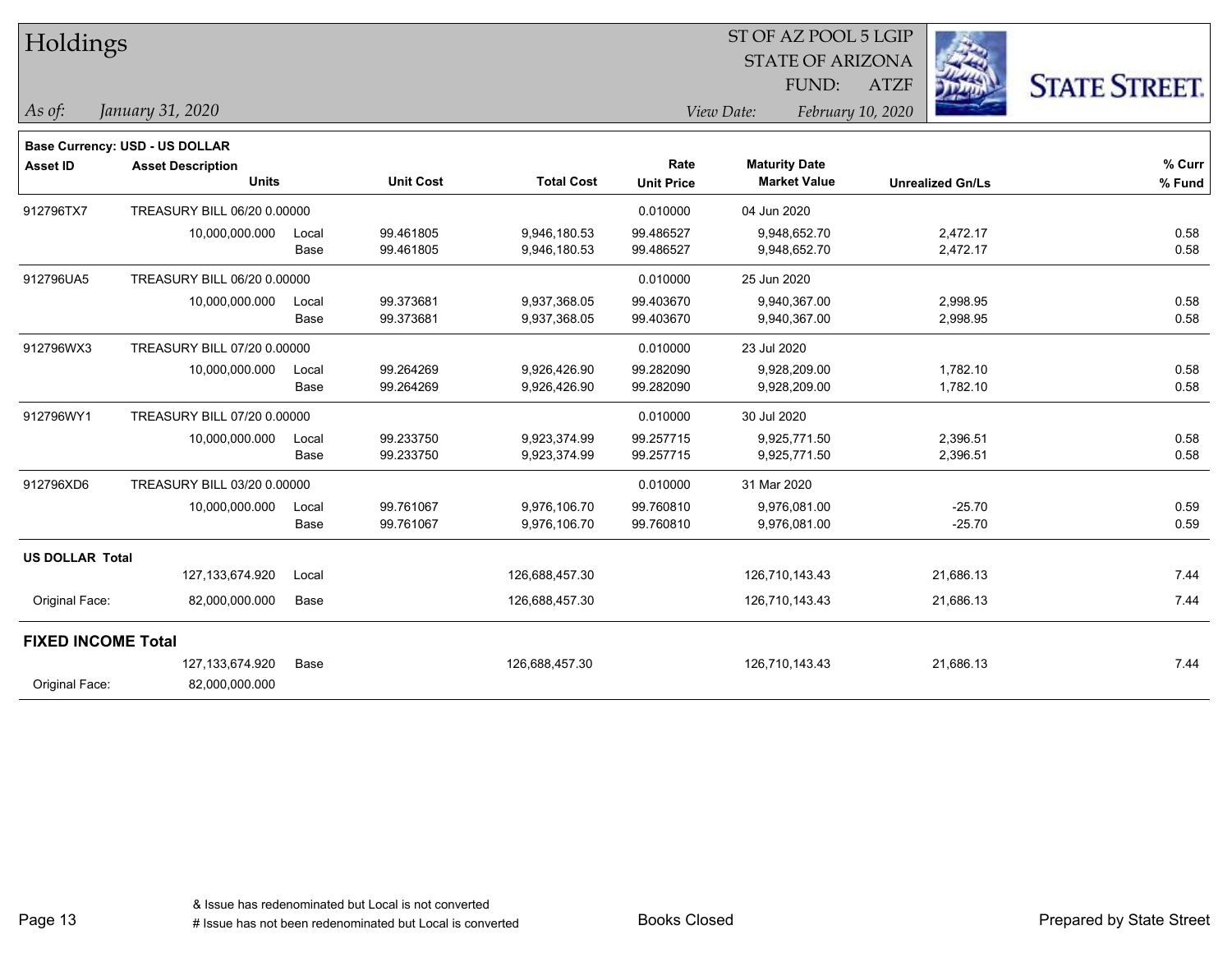# Holdings

ST OF AZ POOL 5 LGIP
STATE OF ARIZONA
FUND: ATZF

*As of: January 31, 2020*

*View Date: February 10, 2020*

STATE STREET.

**Base Currency: USD - US DOLLAR**

| Asset ID | Asset Description / Units | | Unit Cost | Total Cost | Rate / Unit Price | Maturity Date / Market Value | Unrealized Gn/Ls | % Curr / % Fund |
|---|---|---|---|---|---|---|---|---|
| 912796TX7 | TREASURY BILL 06/20 0.00000 | | | | 0.010000 | 04 Jun 2020 | | |
| | 10,000,000.000 | Local | 99.461805 | 9,946,180.53 | 99.486527 | 9,948,652.70 | 2,472.17 | 0.58 |
| | | Base | 99.461805 | 9,946,180.53 | 99.486527 | 9,948,652.70 | 2,472.17 | 0.58 |
| 912796UA5 | TREASURY BILL 06/20 0.00000 | | | | 0.010000 | 25 Jun 2020 | | |
| | 10,000,000.000 | Local | 99.373681 | 9,937,368.05 | 99.403670 | 9,940,367.00 | 2,998.95 | 0.58 |
| | | Base | 99.373681 | 9,937,368.05 | 99.403670 | 9,940,367.00 | 2,998.95 | 0.58 |
| 912796WX3 | TREASURY BILL 07/20 0.00000 | | | | 0.010000 | 23 Jul 2020 | | |
| | 10,000,000.000 | Local | 99.264269 | 9,926,426.90 | 99.282090 | 9,928,209.00 | 1,782.10 | 0.58 |
| | | Base | 99.264269 | 9,926,426.90 | 99.282090 | 9,928,209.00 | 1,782.10 | 0.58 |
| 912796WY1 | TREASURY BILL 07/20 0.00000 | | | | 0.010000 | 30 Jul 2020 | | |
| | 10,000,000.000 | Local | 99.233750 | 9,923,374.99 | 99.257715 | 9,925,771.50 | 2,396.51 | 0.58 |
| | | Base | 99.233750 | 9,923,374.99 | 99.257715 | 9,925,771.50 | 2,396.51 | 0.58 |
| 912796XD6 | TREASURY BILL 03/20 0.00000 | | | | 0.010000 | 31 Mar 2020 | | |
| | 10,000,000.000 | Local | 99.761067 | 9,976,106.70 | 99.760810 | 9,976,081.00 | -25.70 | 0.59 |
| | | Base | 99.761067 | 9,976,106.70 | 99.760810 | 9,976,081.00 | -25.70 | 0.59 |
| **US DOLLAR Total** | | | | | | | | |
| | 127,133,674.920 | Local | | 126,688,457.30 | | 126,710,143.43 | 21,686.13 | 7.44 |
| Original Face: | 82,000,000.000 | Base | | 126,688,457.30 | | 126,710,143.43 | 21,686.13 | 7.44 |
| **FIXED INCOME Total** | | | | | | | | |
| | 127,133,674.920 | Base | | 126,688,457.30 | | 126,710,143.43 | 21,686.13 | 7.44 |
| Original Face: | 82,000,000.000 | | | | | | | |

& Issue has redenominated but Local is not converted
# Issue has not been redenominated but Local is converted

Books Closed

Prepared by State Street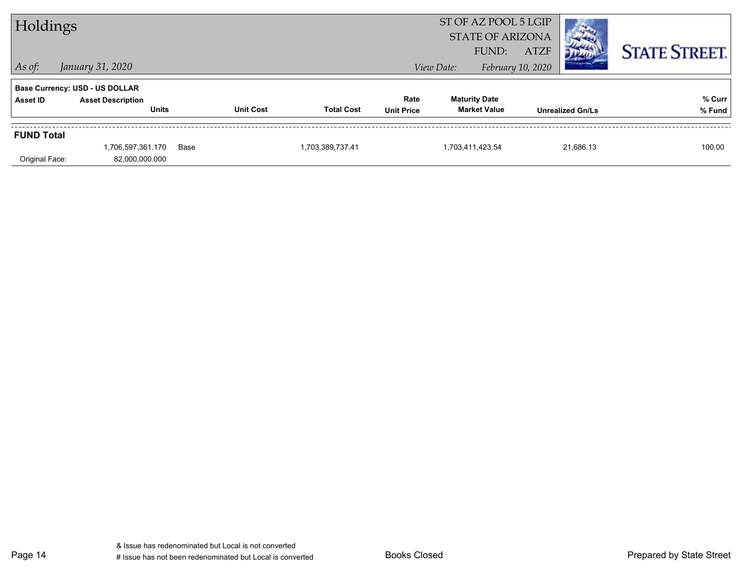# Holdings

ST OF AZ POOL 5 LGIP
STATE OF ARIZONA
FUND: ATZF

*As of: January 31, 2020*

*View Date: February 10, 2020*

STATE STREET.

**Base Currency: USD - US DOLLAR**

| Asset ID | Asset Description / Units | | Unit Cost | Total Cost | Rate / Unit Price | Maturity Date / Market Value | Unrealized Gn/Ls | % Curr / % Fund |
|---|---|---|---|---|---|---|---|---|
| **FUND Total** | | | | | | | | |
| | 1,706,597,361.170 | Base | | 1,703,389,737.41 | | 1,703,411,423.54 | 21,686.13 | 100.00 |
| Original Face: | 82,000,000.000 | | | | | | | |

& Issue has redenominated but Local is not converted
# Issue has not been redenominated but Local is converted

Books Closed

Prepared by State Street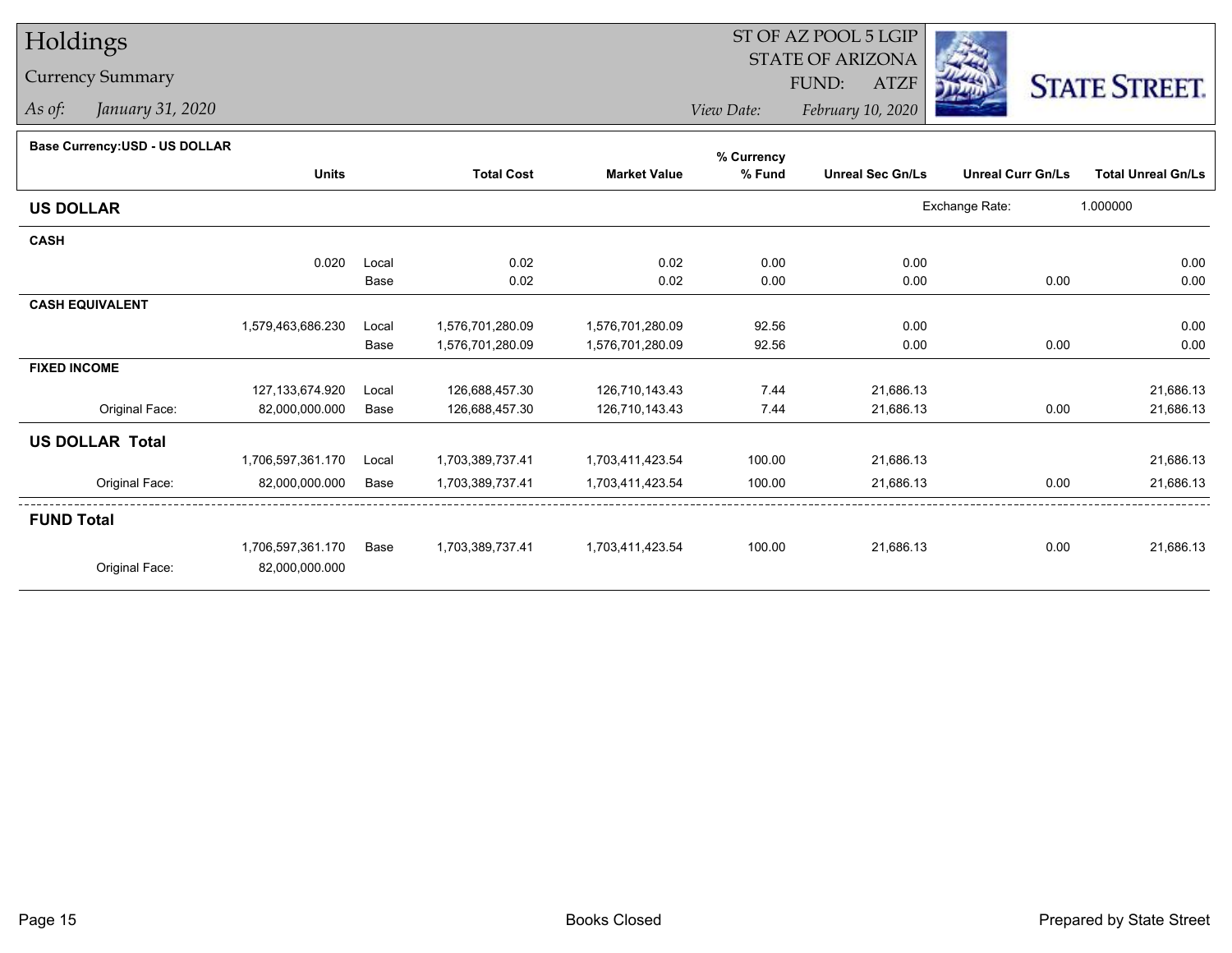# Holdings

## Currency Summary

*As of:* *January 31, 2020*

ST OF AZ POOL 5 LGIP
STATE OF ARIZONA
FUND: ATZF

*View Date:* *February 10, 2020*

STATE STREET.

**Base Currency:USD - US DOLLAR**

| | Units | | Total Cost | Market Value | % Currency % Fund | Unreal Sec Gn/Ls | Unreal Curr Gn/Ls | Total Unreal Gn/Ls |
|---|---|---|---|---|---|---|---|---|
| **US DOLLAR** | | | | | | Exchange Rate: | 1.000000 | |
| **CASH** | | | | | | | | |
| | 0.020 | Local | 0.02 | 0.02 | 0.00 | 0.00 | | 0.00 |
| | | Base | 0.02 | 0.02 | 0.00 | 0.00 | 0.00 | 0.00 |
| **CASH EQUIVALENT** | | | | | | | | |
| | 1,579,463,686.230 | Local | 1,576,701,280.09 | 1,576,701,280.09 | 92.56 | 0.00 | | 0.00 |
| | | Base | 1,576,701,280.09 | 1,576,701,280.09 | 92.56 | 0.00 | 0.00 | 0.00 |
| **FIXED INCOME** | | | | | | | | |
| | 127,133,674.920 | Local | 126,688,457.30 | 126,710,143.43 | 7.44 | 21,686.13 | | 21,686.13 |
| Original Face: | 82,000,000.000 | Base | 126,688,457.30 | 126,710,143.43 | 7.44 | 21,686.13 | 0.00 | 21,686.13 |
| **US DOLLAR Total** | | | | | | | | |
| | 1,706,597,361.170 | Local | 1,703,389,737.41 | 1,703,411,423.54 | 100.00 | 21,686.13 | | 21,686.13 |
| Original Face: | 82,000,000.000 | Base | 1,703,389,737.41 | 1,703,411,423.54 | 100.00 | 21,686.13 | 0.00 | 21,686.13 |
| **FUND Total** | | | | | | | | |
| | 1,706,597,361.170 | Base | 1,703,389,737.41 | 1,703,411,423.54 | 100.00 | 21,686.13 | 0.00 | 21,686.13 |
| Original Face: | 82,000,000.000 | | | | | | | |

Books Closed

Prepared by State Street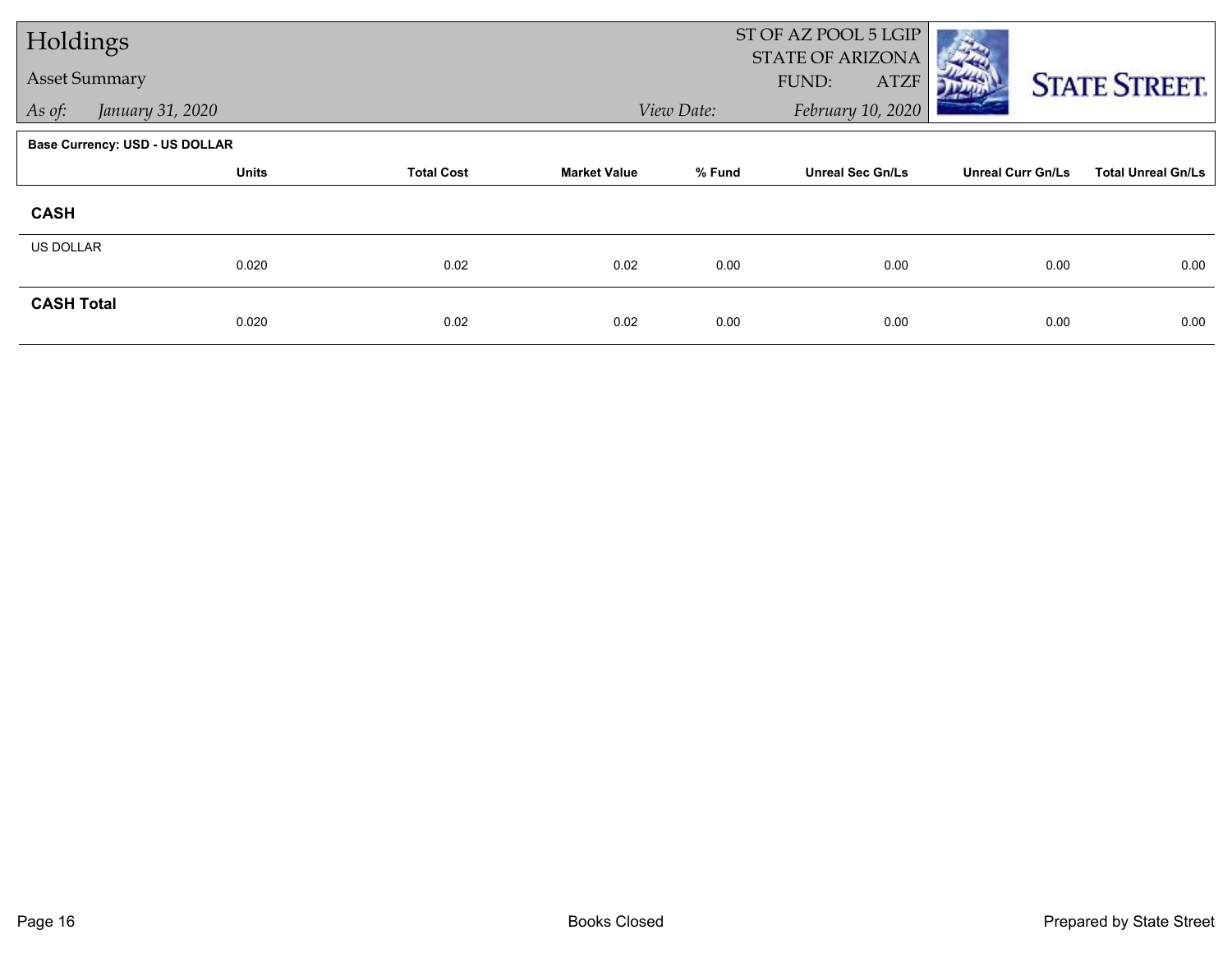# Holdings

## Asset Summary

*As of:* *January 31, 2020*

ST OF AZ POOL 5 LGIP
STATE OF ARIZONA
FUND: ATZF

*View Date:* *February 10, 2020*

**Base Currency: USD - US DOLLAR**

| | Units | Total Cost | Market Value | % Fund | Unreal Sec Gn/Ls | Unreal Curr Gn/Ls | Total Unreal Gn/Ls |
|---|---|---|---|---|---|---|---|
| **CASH** | | | | | | | |
| US DOLLAR | 0.020 | 0.02 | 0.02 | 0.00 | 0.00 | 0.00 | 0.00 |
| **CASH Total** | 0.020 | 0.02 | 0.02 | 0.00 | 0.00 | 0.00 | 0.00 |

Books Closed

Prepared by State Street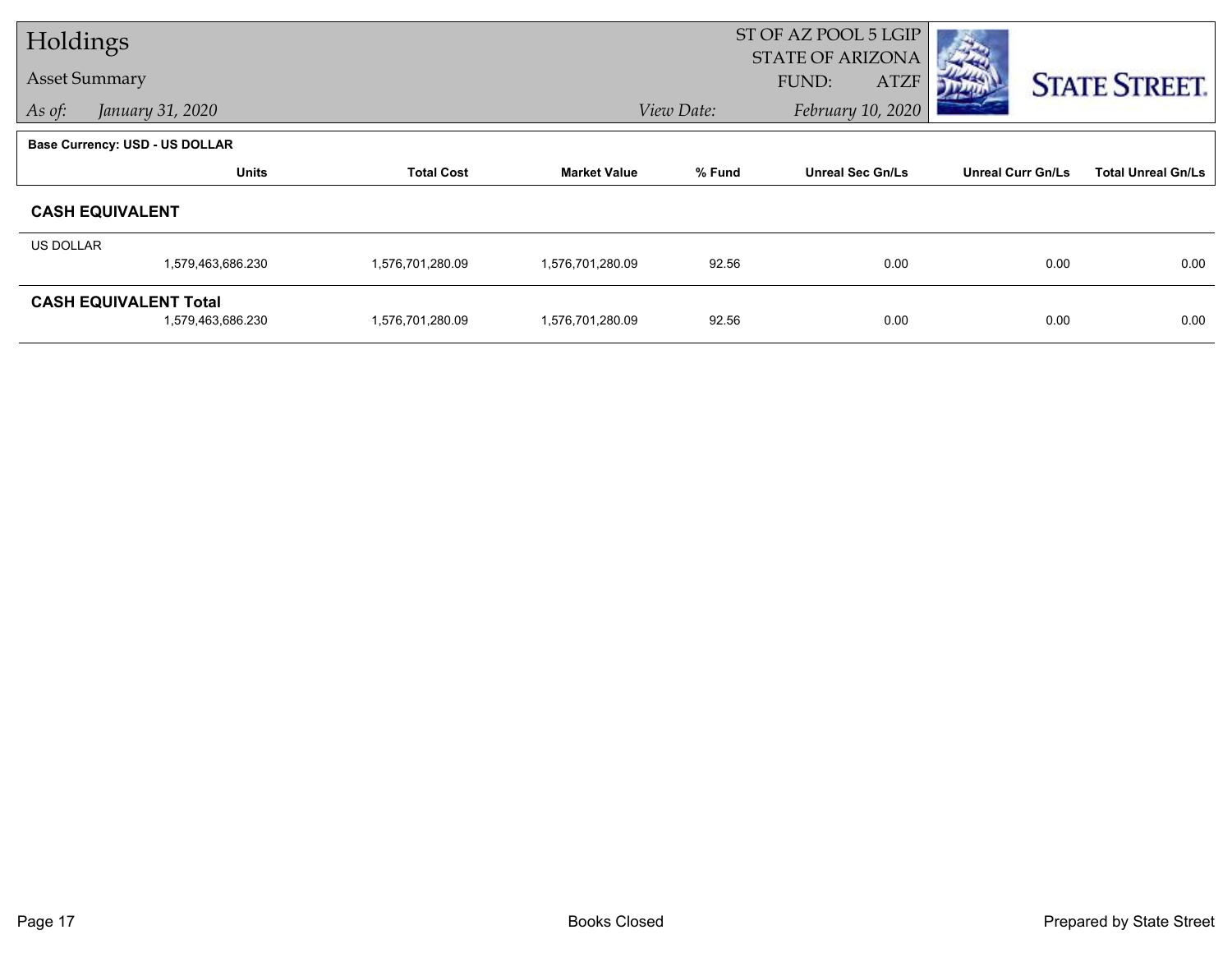# Holdings

## Asset Summary

*As of:* *January 31, 2020*

ST OF AZ POOL 5 LGIP
STATE OF ARIZONA
FUND: ATZF

*View Date:* *February 10, 2020*

STATE STREET.

**Base Currency: USD - US DOLLAR**

| | Units | Total Cost | Market Value | % Fund | Unreal Sec Gn/Ls | Unreal Curr Gn/Ls | Total Unreal Gn/Ls |
|---|---|---|---|---|---|---|---|
| **CASH EQUIVALENT** | | | | | | | |
| US DOLLAR | 1,579,463,686.230 | 1,576,701,280.09 | 1,576,701,280.09 | 92.56 | 0.00 | 0.00 | 0.00 |
| **CASH EQUIVALENT Total** | 1,579,463,686.230 | 1,576,701,280.09 | 1,576,701,280.09 | 92.56 | 0.00 | 0.00 | 0.00 |

Books Closed

Prepared by State Street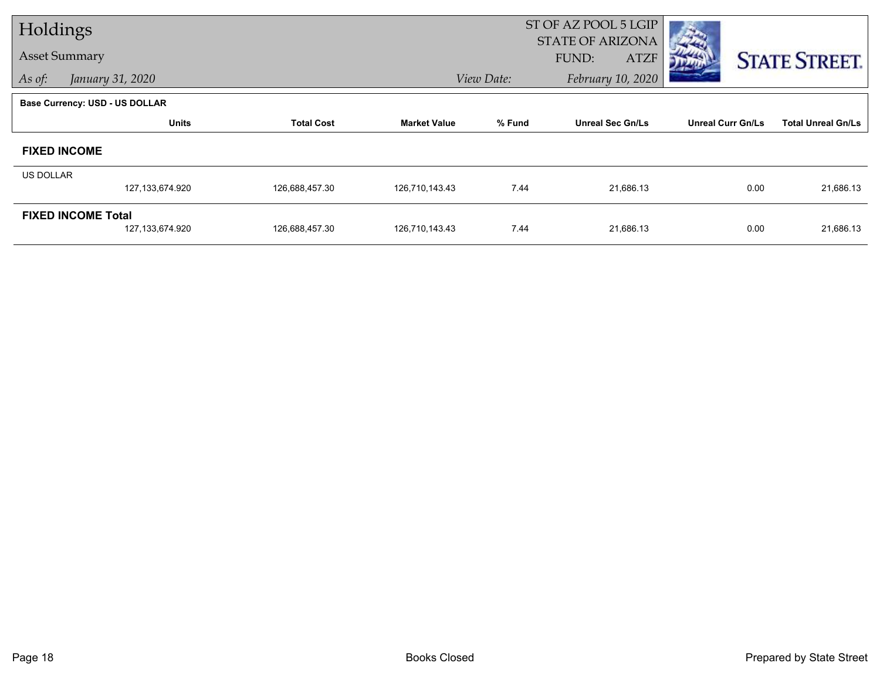# Holdings

## Asset Summary

*As of:* *January 31, 2020*

ST OF AZ POOL 5 LGIP
STATE OF ARIZONA
FUND: ATZF

*View Date:* *February 10, 2020*

STATE STREET.

**Base Currency: USD - US DOLLAR**

| | Units | Total Cost | Market Value | % Fund | Unreal Sec Gn/Ls | Unreal Curr Gn/Ls | Total Unreal Gn/Ls |
|---|---|---|---|---|---|---|---|
| **FIXED INCOME** | | | | | | | |
| US DOLLAR | 127,133,674.920 | 126,688,457.30 | 126,710,143.43 | 7.44 | 21,686.13 | 0.00 | 21,686.13 |
| **FIXED INCOME Total** | 127,133,674.920 | 126,688,457.30 | 126,710,143.43 | 7.44 | 21,686.13 | 0.00 | 21,686.13 |

Books Closed

Prepared by State Street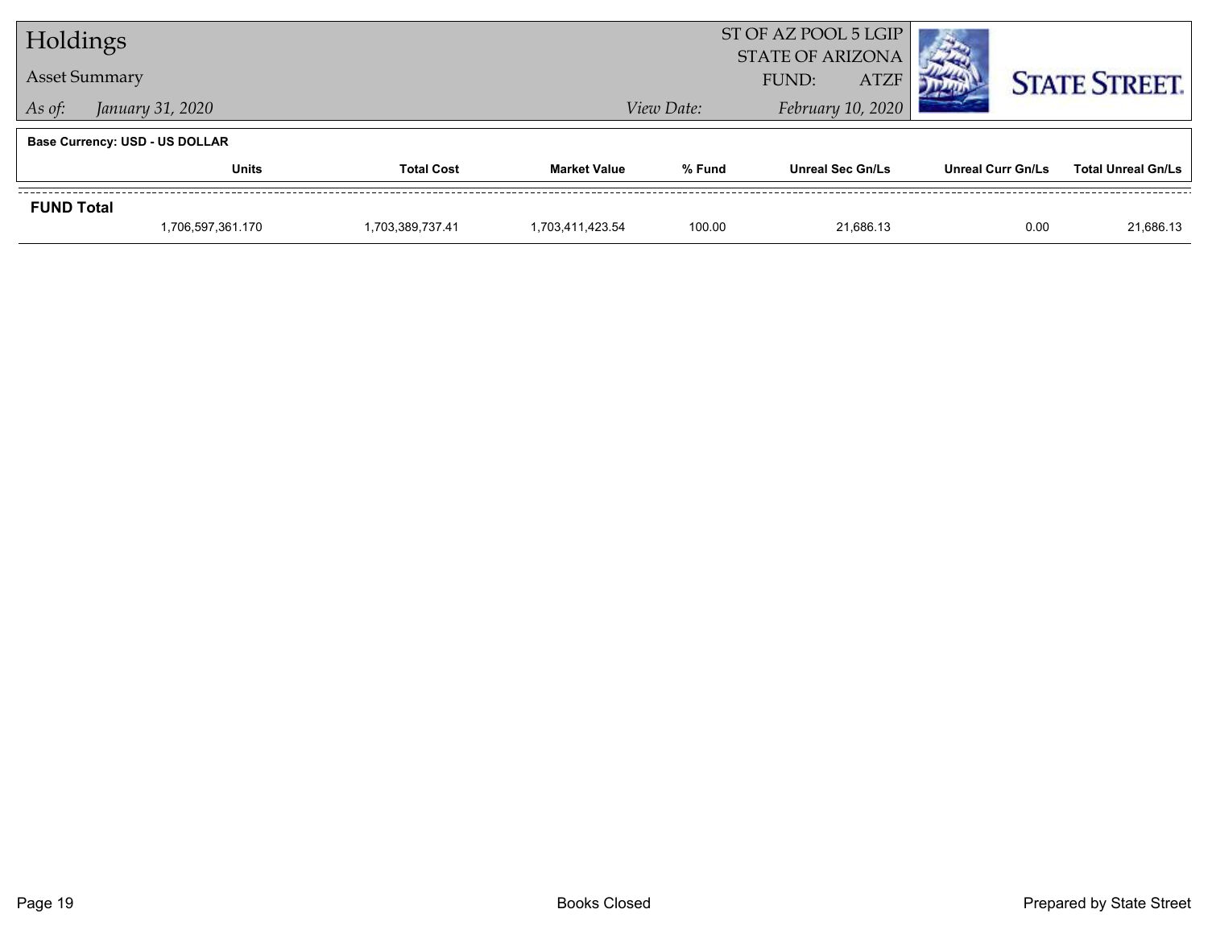# Holdings

**Asset Summary**

*As of:* *January 31, 2020* | *View Date:* *February 10, 2020*

ST OF AZ POOL 5 LGIP
STATE OF ARIZONA
FUND: ATZF

STATE STREET.

**Base Currency: USD - US DOLLAR**

| | Units | Total Cost | Market Value | % Fund | Unreal Sec Gn/Ls | Unreal Curr Gn/Ls | Total Unreal Gn/Ls |
|---|---|---|---|---|---|---|---|
| **FUND Total** | | | | | | | |
| | 1,706,597,361.170 | 1,703,389,737.41 | 1,703,411,423.54 | 100.00 | 21,686.13 | 0.00 | 21,686.13 |

Books Closed

Prepared by State Street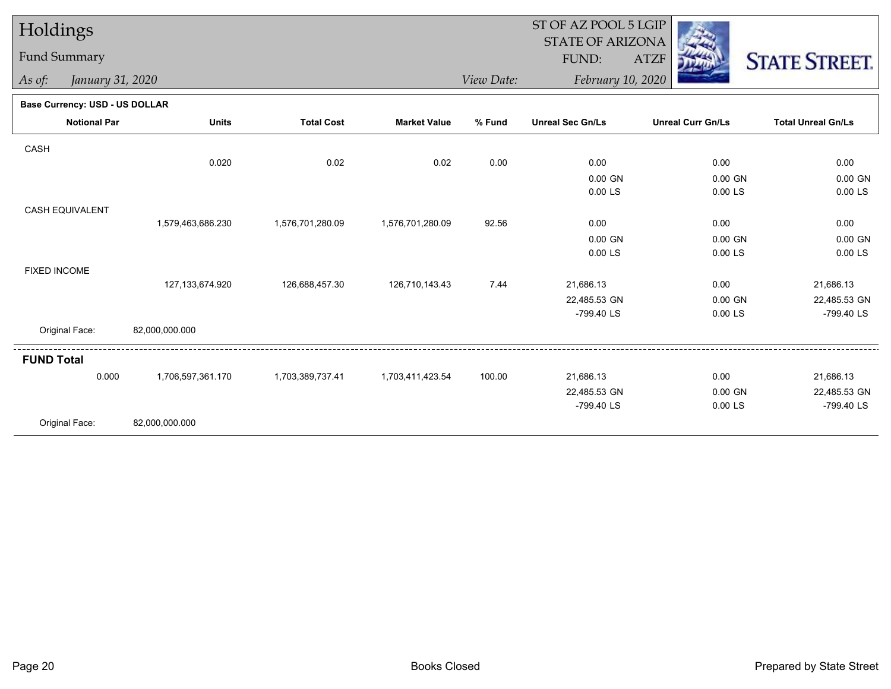# Holdings

Fund Summary

*As of:* *January 31, 2020*

ST OF AZ POOL 5 LGIP
STATE OF ARIZONA
FUND: ATZF

*View Date:* *February 10, 2020*

STATE STREET.

**Base Currency: USD - US DOLLAR**

| Notional Par | Units | Total Cost | Market Value | % Fund | Unreal Sec Gn/Ls | Unreal Curr Gn/Ls | Total Unreal Gn/Ls |
|---|---|---|---|---|---|---|---|
| CASH | | | | | | | |
| | 0.020 | 0.02 | 0.02 | 0.00 | 0.00 | 0.00 | 0.00 |
| | | | | | 0.00 GN | 0.00 GN | 0.00 GN |
| | | | | | 0.00 LS | 0.00 LS | 0.00 LS |
| CASH EQUIVALENT | | | | | | | |
| | 1,579,463,686.230 | 1,576,701,280.09 | 1,576,701,280.09 | 92.56 | 0.00 | 0.00 | 0.00 |
| | | | | | 0.00 GN | 0.00 GN | 0.00 GN |
| | | | | | 0.00 LS | 0.00 LS | 0.00 LS |
| FIXED INCOME | | | | | | | |
| | 127,133,674.920 | 126,688,457.30 | 126,710,143.43 | 7.44 | 21,686.13 | 0.00 | 21,686.13 |
| | | | | | 22,485.53 GN | 0.00 GN | 22,485.53 GN |
| | | | | | -799.40 LS | 0.00 LS | -799.40 LS |
| Original Face: | 82,000,000.000 | | | | | | |
| **FUND Total** | | | | | | | |
| 0.000 | 1,706,597,361.170 | 1,703,389,737.41 | 1,703,411,423.54 | 100.00 | 21,686.13 | 0.00 | 21,686.13 |
| | | | | | 22,485.53 GN | 0.00 GN | 22,485.53 GN |
| | | | | | -799.40 LS | 0.00 LS | -799.40 LS |
| Original Face: | 82,000,000.000 | | | | | | |

Books Closed

Prepared by State Street